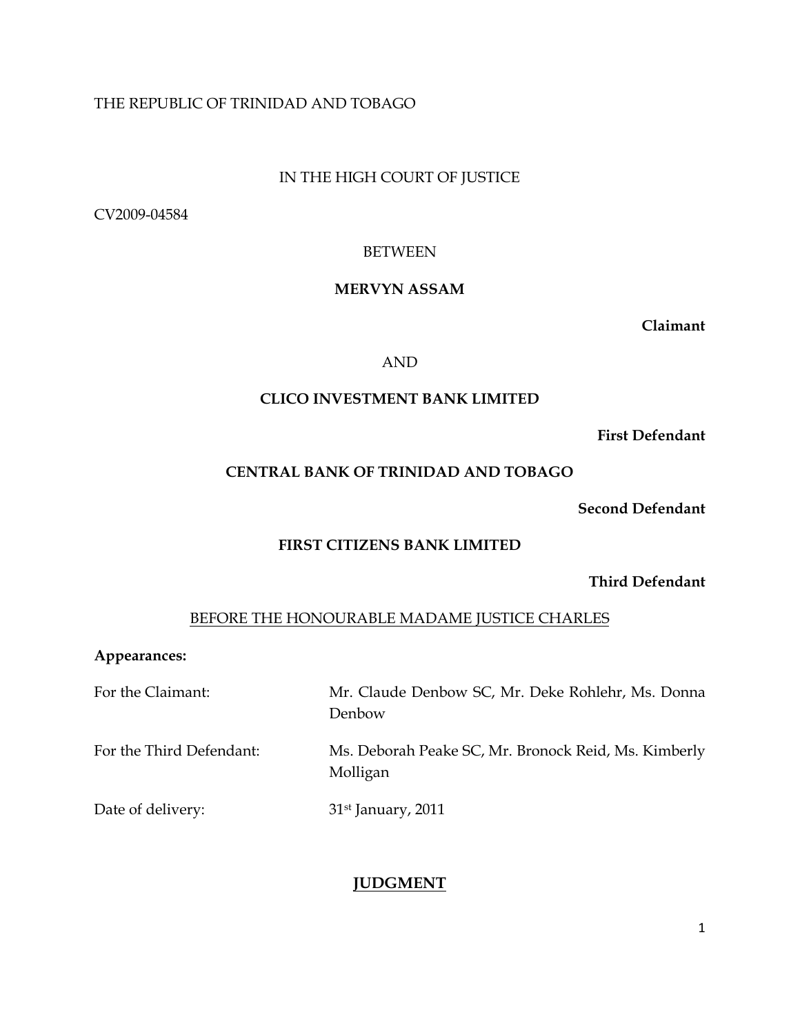THE REPUBLIC OF TRINIDAD AND TOBAGO

IN THE HIGH COURT OF JUSTICE

CV2009-04584

BETWEEN

**MERVYN ASSAM**

**Claimant**

AND

**CLICO INVESTMENT BANK LIMITED**

**First Defendant**

**CENTRAL BANK OF TRINIDAD AND TOBAGO**

**Second Defendant**

**FIRST CITIZENS BANK LIMITED**

**Third Defendant**

BEFORE THE HONOURABLE MADAME JUSTICE CHARLES

**Appearances:**

| | |
|---|---|
| For the Claimant: | Mr. Claude Denbow SC, Mr. Deke Rohlehr, Ms. Donna Denbow |
| For the Third Defendant: | Ms. Deborah Peake SC, Mr. Bronock Reid, Ms. Kimberly Molligan |
| Date of delivery: | 31st January, 2011 |

## JUDGMENT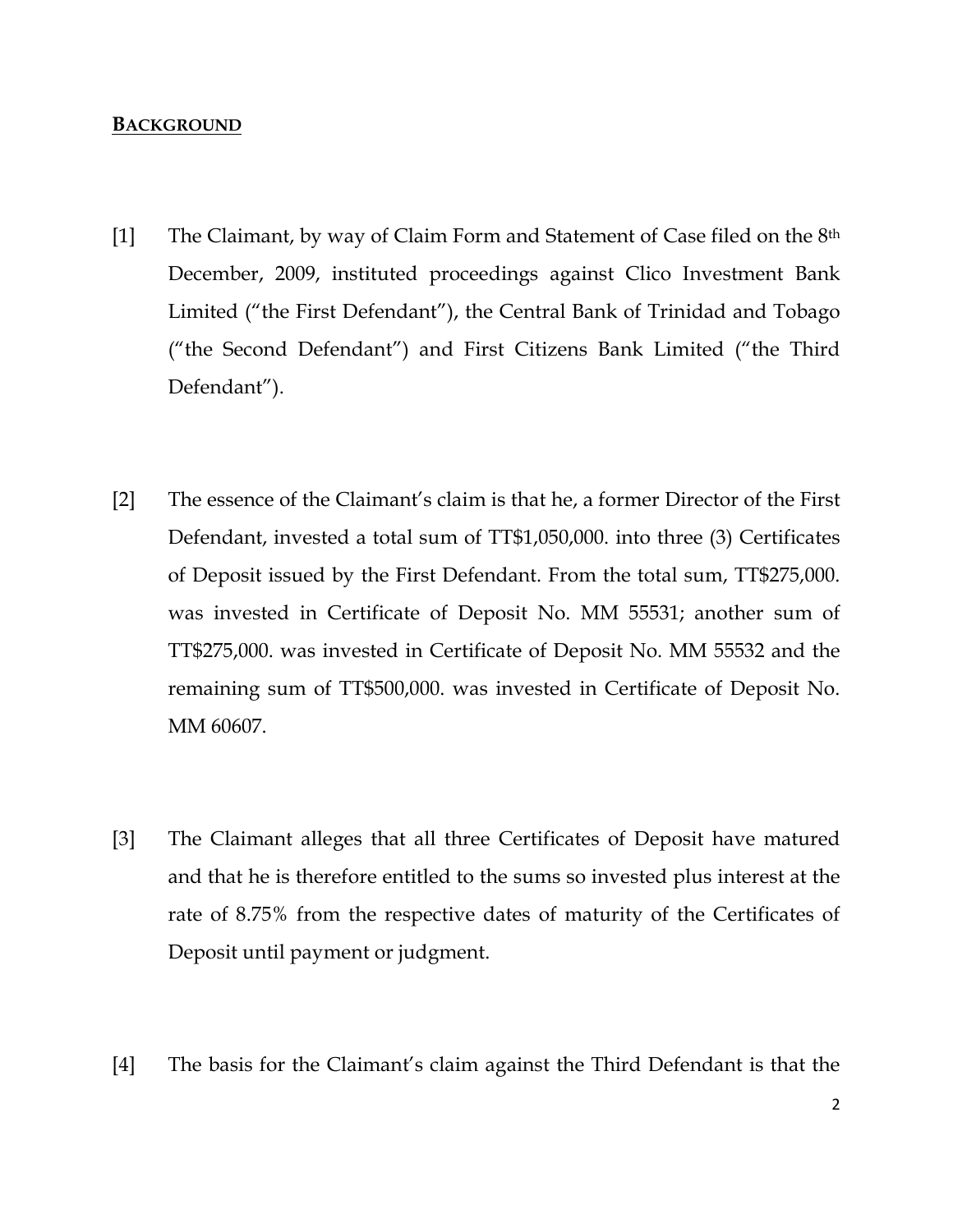## BACKGROUND

[1] The Claimant, by way of Claim Form and Statement of Case filed on the 8th December, 2009, instituted proceedings against Clico Investment Bank Limited ("the First Defendant"), the Central Bank of Trinidad and Tobago ("the Second Defendant") and First Citizens Bank Limited ("the Third Defendant").

[2] The essence of the Claimant's claim is that he, a former Director of the First Defendant, invested a total sum of TT$1,050,000. into three (3) Certificates of Deposit issued by the First Defendant. From the total sum, TT$275,000. was invested in Certificate of Deposit No. MM 55531; another sum of TT$275,000. was invested in Certificate of Deposit No. MM 55532 and the remaining sum of TT$500,000. was invested in Certificate of Deposit No. MM 60607.

[3] The Claimant alleges that all three Certificates of Deposit have matured and that he is therefore entitled to the sums so invested plus interest at the rate of 8.75% from the respective dates of maturity of the Certificates of Deposit until payment or judgment.

[4] The basis for the Claimant's claim against the Third Defendant is that the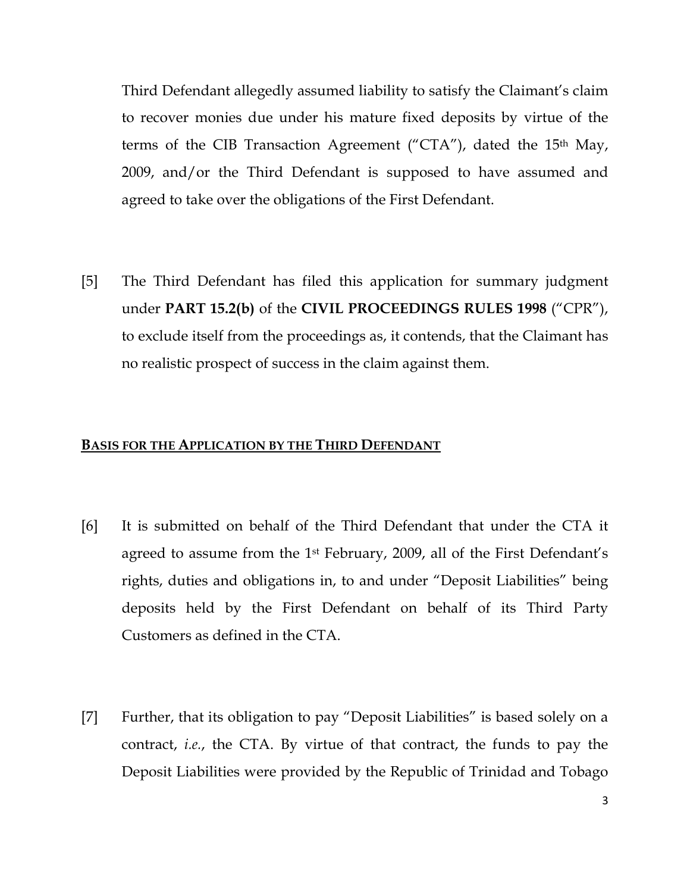Third Defendant allegedly assumed liability to satisfy the Claimant's claim to recover monies due under his mature fixed deposits by virtue of the terms of the CIB Transaction Agreement ("CTA"), dated the 15th May, 2009, and/or the Third Defendant is supposed to have assumed and agreed to take over the obligations of the First Defendant.

[5] The Third Defendant has filed this application for summary judgment under **PART 15.2(b)** of the **CIVIL PROCEEDINGS RULES 1998** ("CPR"), to exclude itself from the proceedings as, it contends, that the Claimant has no realistic prospect of success in the claim against them.

## BASIS FOR THE APPLICATION BY THE THIRD DEFENDANT

[6] It is submitted on behalf of the Third Defendant that under the CTA it agreed to assume from the 1st February, 2009, all of the First Defendant's rights, duties and obligations in, to and under "Deposit Liabilities" being deposits held by the First Defendant on behalf of its Third Party Customers as defined in the CTA.

[7] Further, that its obligation to pay "Deposit Liabilities" is based solely on a contract, *i.e.*, the CTA. By virtue of that contract, the funds to pay the Deposit Liabilities were provided by the Republic of Trinidad and Tobago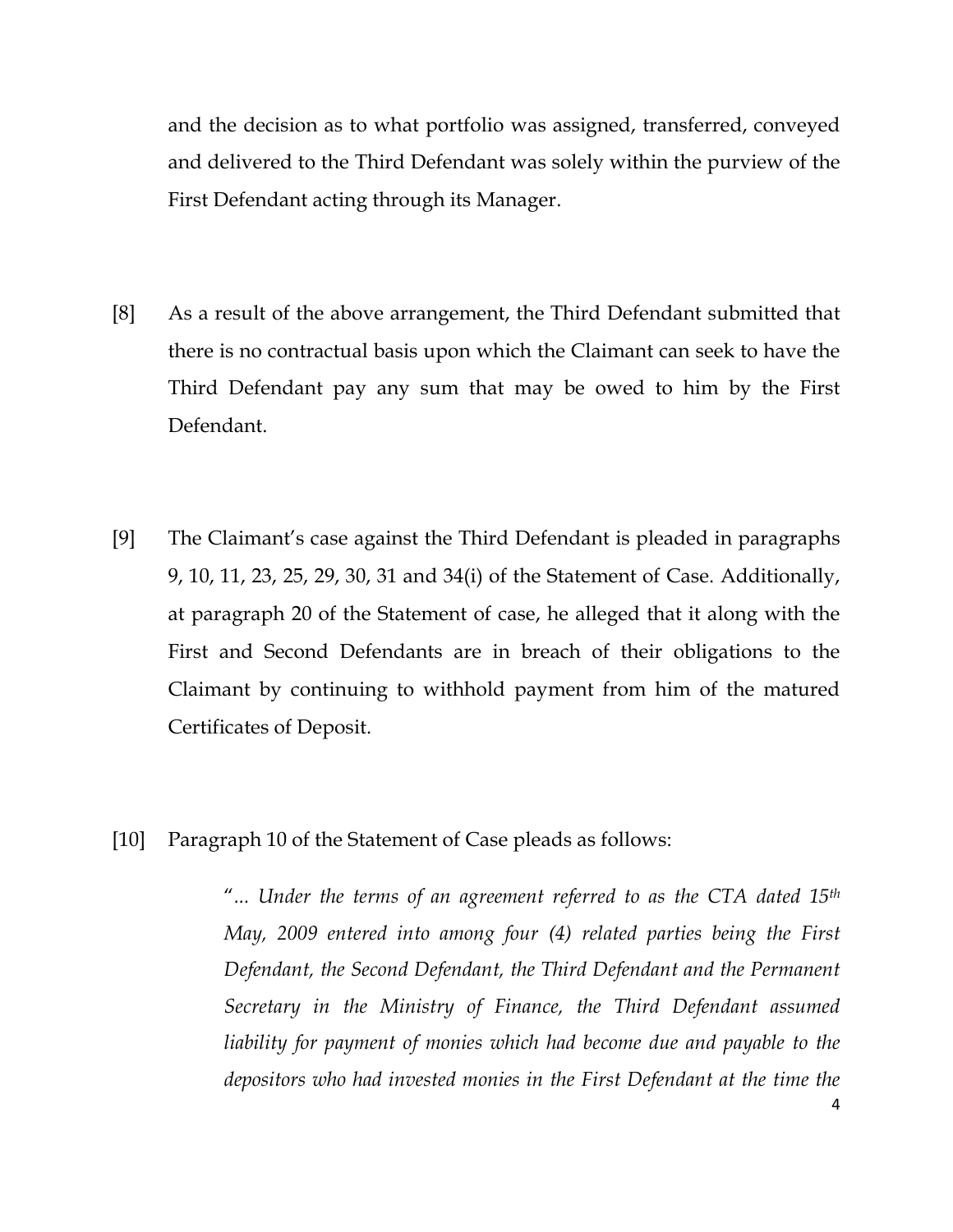and the decision as to what portfolio was assigned, transferred, conveyed and delivered to the Third Defendant was solely within the purview of the First Defendant acting through its Manager.

[8] As a result of the above arrangement, the Third Defendant submitted that there is no contractual basis upon which the Claimant can seek to have the Third Defendant pay any sum that may be owed to him by the First Defendant.

[9] The Claimant's case against the Third Defendant is pleaded in paragraphs 9, 10, 11, 23, 25, 29, 30, 31 and 34(i) of the Statement of Case. Additionally, at paragraph 20 of the Statement of case, he alleged that it along with the First and Second Defendants are in breach of their obligations to the Claimant by continuing to withhold payment from him of the matured Certificates of Deposit.

[10] Paragraph 10 of the Statement of Case pleads as follows:

> "*... Under the terms of an agreement referred to as the CTA dated 15th May, 2009 entered into among four (4) related parties being the First Defendant, the Second Defendant, the Third Defendant and the Permanent Secretary in the Ministry of Finance, the Third Defendant assumed liability for payment of monies which had become due and payable to the depositors who had invested monies in the First Defendant at the time the*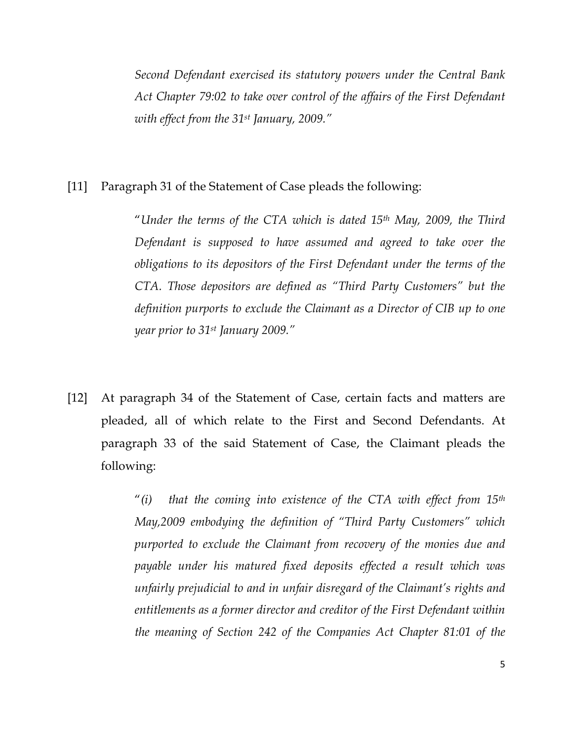*Second Defendant exercised its statutory powers under the Central Bank Act Chapter 79:02 to take over control of the affairs of the First Defendant with effect from the 31st January, 2009."*

[11] Paragraph 31 of the Statement of Case pleads the following:

> "*Under the terms of the CTA which is dated 15th May, 2009, the Third Defendant is supposed to have assumed and agreed to take over the obligations to its depositors of the First Defendant under the terms of the CTA. Those depositors are defined as "Third Party Customers" but the definition purports to exclude the Claimant as a Director of CIB up to one year prior to 31st January 2009."*

[12] At paragraph 34 of the Statement of Case, certain facts and matters are pleaded, all of which relate to the First and Second Defendants. At paragraph 33 of the said Statement of Case, the Claimant pleads the following:

> "*(i) that the coming into existence of the CTA with effect from 15th May,2009 embodying the definition of "Third Party Customers" which purported to exclude the Claimant from recovery of the monies due and payable under his matured fixed deposits effected a result which was unfairly prejudicial to and in unfair disregard of the Claimant's rights and entitlements as a former director and creditor of the First Defendant within the meaning of Section 242 of the Companies Act Chapter 81:01 of the*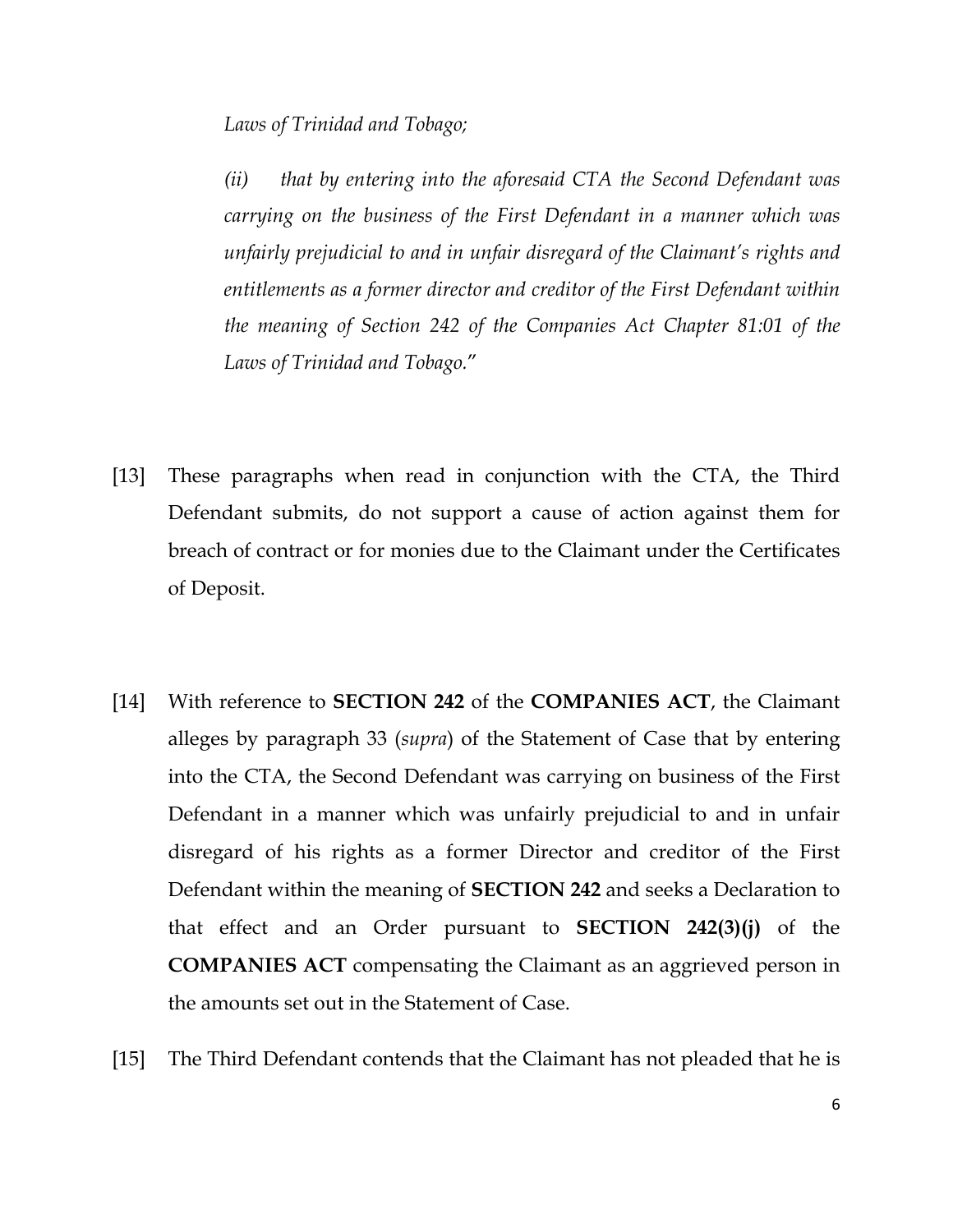*Laws of Trinidad and Tobago;*

*(ii) that by entering into the aforesaid CTA the Second Defendant was carrying on the business of the First Defendant in a manner which was unfairly prejudicial to and in unfair disregard of the Claimant's rights and entitlements as a former director and creditor of the First Defendant within the meaning of Section 242 of the Companies Act Chapter 81:01 of the Laws of Trinidad and Tobago.*"

[13] These paragraphs when read in conjunction with the CTA, the Third Defendant submits, do not support a cause of action against them for breach of contract or for monies due to the Claimant under the Certificates of Deposit.

[14] With reference to **SECTION 242** of the **COMPANIES ACT**, the Claimant alleges by paragraph 33 (*supra*) of the Statement of Case that by entering into the CTA, the Second Defendant was carrying on business of the First Defendant in a manner which was unfairly prejudicial to and in unfair disregard of his rights as a former Director and creditor of the First Defendant within the meaning of **SECTION 242** and seeks a Declaration to that effect and an Order pursuant to **SECTION 242(3)(j)** of the **COMPANIES ACT** compensating the Claimant as an aggrieved person in the amounts set out in the Statement of Case.

[15] The Third Defendant contends that the Claimant has not pleaded that he is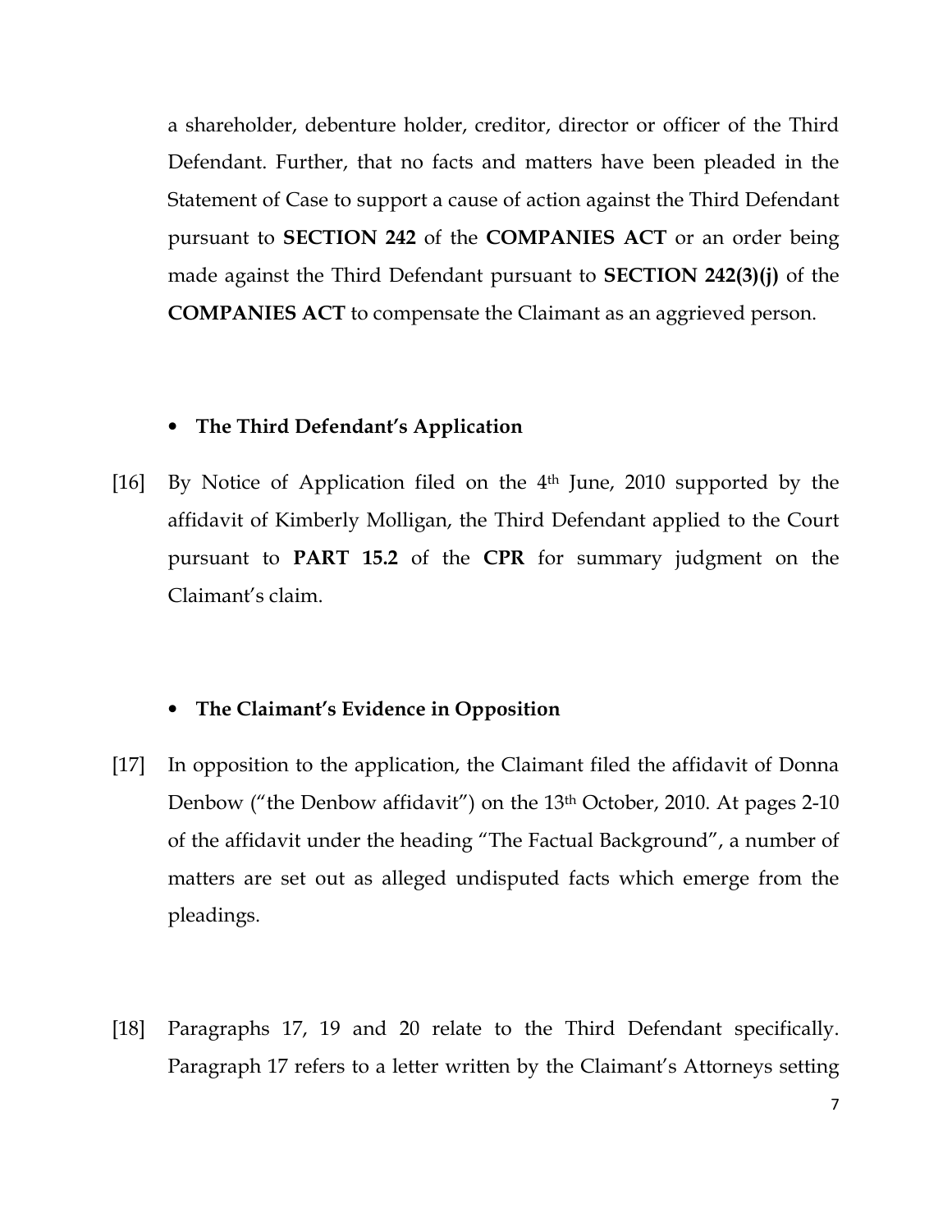a shareholder, debenture holder, creditor, director or officer of the Third Defendant. Further, that no facts and matters have been pleaded in the Statement of Case to support a cause of action against the Third Defendant pursuant to **SECTION 242** of the **COMPANIES ACT** or an order being made against the Third Defendant pursuant to **SECTION 242(3)(j)** of the **COMPANIES ACT** to compensate the Claimant as an aggrieved person.

- **The Third Defendant's Application**

[16] By Notice of Application filed on the 4th June, 2010 supported by the affidavit of Kimberly Molligan, the Third Defendant applied to the Court pursuant to **PART 15.2** of the **CPR** for summary judgment on the Claimant's claim.

- **The Claimant's Evidence in Opposition**

[17] In opposition to the application, the Claimant filed the affidavit of Donna Denbow ("the Denbow affidavit") on the 13th October, 2010. At pages 2-10 of the affidavit under the heading "The Factual Background", a number of matters are set out as alleged undisputed facts which emerge from the pleadings.

[18] Paragraphs 17, 19 and 20 relate to the Third Defendant specifically. Paragraph 17 refers to a letter written by the Claimant's Attorneys setting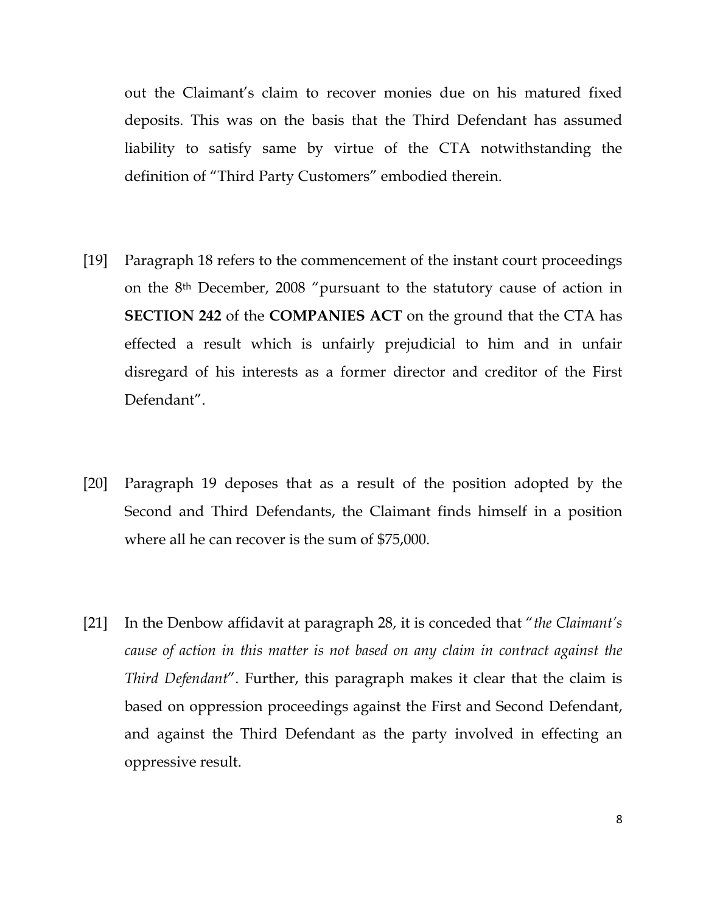out the Claimant's claim to recover monies due on his matured fixed deposits. This was on the basis that the Third Defendant has assumed liability to satisfy same by virtue of the CTA notwithstanding the definition of "Third Party Customers" embodied therein.

[19] Paragraph 18 refers to the commencement of the instant court proceedings on the 8th December, 2008 "pursuant to the statutory cause of action in **SECTION 242** of the **COMPANIES ACT** on the ground that the CTA has effected a result which is unfairly prejudicial to him and in unfair disregard of his interests as a former director and creditor of the First Defendant".

[20] Paragraph 19 deposes that as a result of the position adopted by the Second and Third Defendants, the Claimant finds himself in a position where all he can recover is the sum of $75,000.

[21] In the Denbow affidavit at paragraph 28, it is conceded that "*the Claimant's cause of action in this matter is not based on any claim in contract against the Third Defendant*". Further, this paragraph makes it clear that the claim is based on oppression proceedings against the First and Second Defendant, and against the Third Defendant as the party involved in effecting an oppressive result.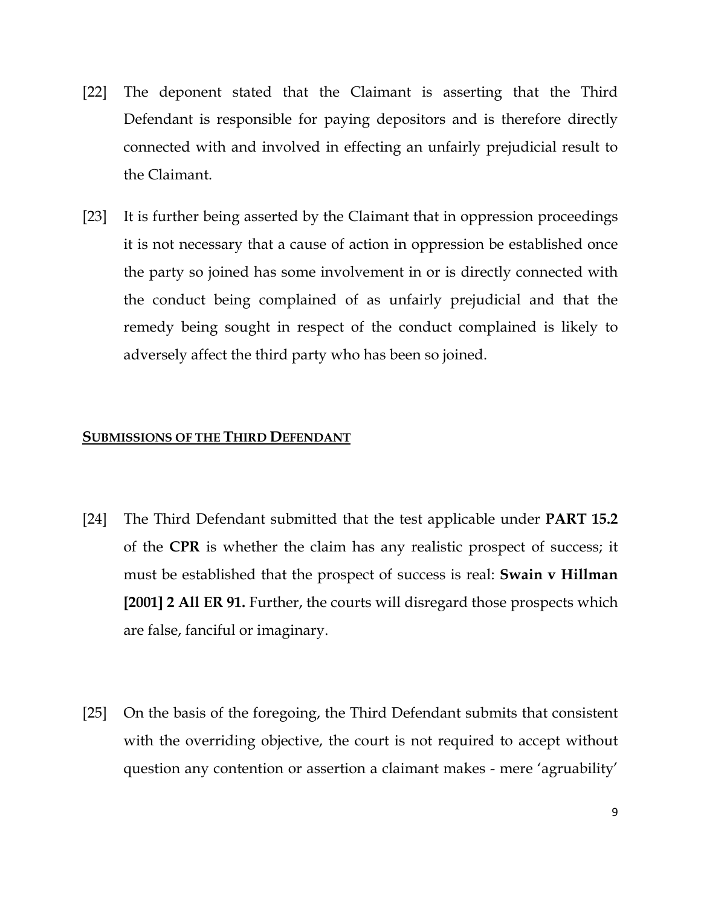[22] The deponent stated that the Claimant is asserting that the Third Defendant is responsible for paying depositors and is therefore directly connected with and involved in effecting an unfairly prejudicial result to the Claimant.

[23] It is further being asserted by the Claimant that in oppression proceedings it is not necessary that a cause of action in oppression be established once the party so joined has some involvement in or is directly connected with the conduct being complained of as unfairly prejudicial and that the remedy being sought in respect of the conduct complained is likely to adversely affect the third party who has been so joined.

## SUBMISSIONS OF THE THIRD DEFENDANT

[24] The Third Defendant submitted that the test applicable under **PART 15.2** of the **CPR** is whether the claim has any realistic prospect of success; it must be established that the prospect of success is real: **Swain v Hillman [2001] 2 All ER 91.** Further, the courts will disregard those prospects which are false, fanciful or imaginary.

[25] On the basis of the foregoing, the Third Defendant submits that consistent with the overriding objective, the court is not required to accept without question any contention or assertion a claimant makes - mere 'agruability'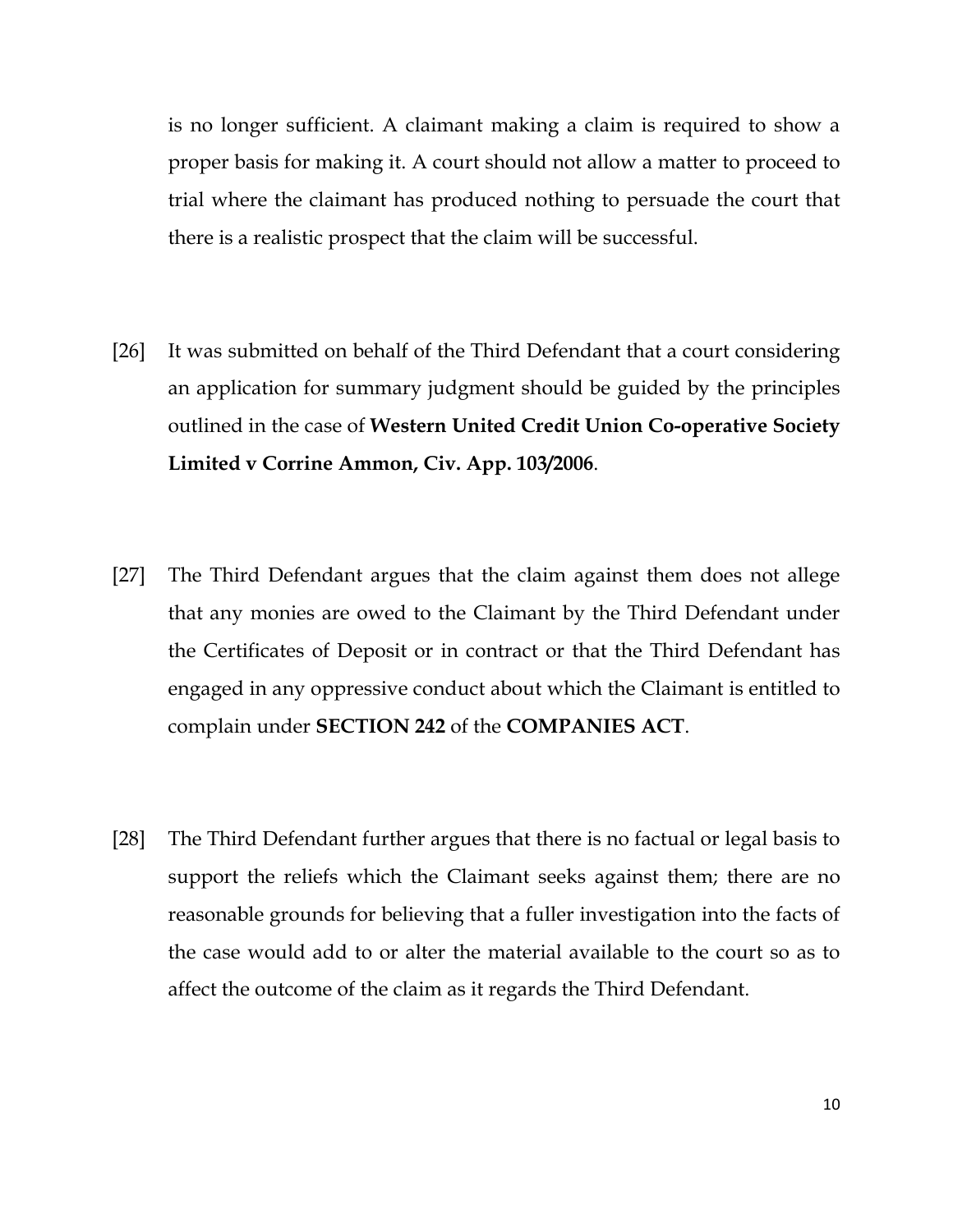is no longer sufficient. A claimant making a claim is required to show a proper basis for making it. A court should not allow a matter to proceed to trial where the claimant has produced nothing to persuade the court that there is a realistic prospect that the claim will be successful.

[26] It was submitted on behalf of the Third Defendant that a court considering an application for summary judgment should be guided by the principles outlined in the case of **Western United Credit Union Co-operative Society Limited v Corrine Ammon, Civ. App. 103/2006**.

[27] The Third Defendant argues that the claim against them does not allege that any monies are owed to the Claimant by the Third Defendant under the Certificates of Deposit or in contract or that the Third Defendant has engaged in any oppressive conduct about which the Claimant is entitled to complain under **SECTION 242** of the **COMPANIES ACT**.

[28] The Third Defendant further argues that there is no factual or legal basis to support the reliefs which the Claimant seeks against them; there are no reasonable grounds for believing that a fuller investigation into the facts of the case would add to or alter the material available to the court so as to affect the outcome of the claim as it regards the Third Defendant.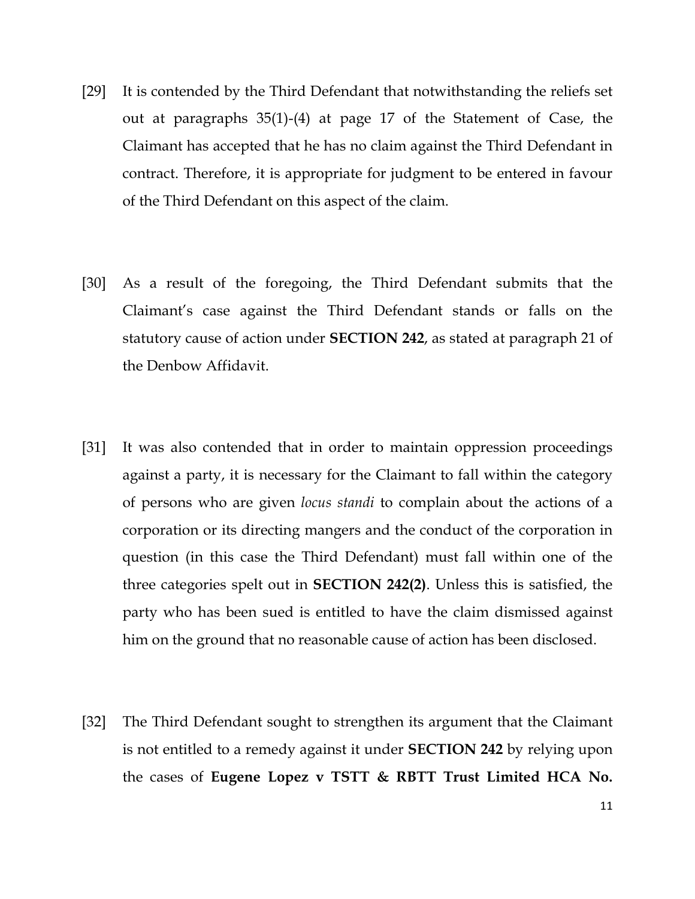[29] It is contended by the Third Defendant that notwithstanding the reliefs set out at paragraphs 35(1)-(4) at page 17 of the Statement of Case, the Claimant has accepted that he has no claim against the Third Defendant in contract. Therefore, it is appropriate for judgment to be entered in favour of the Third Defendant on this aspect of the claim.

[30] As a result of the foregoing, the Third Defendant submits that the Claimant's case against the Third Defendant stands or falls on the statutory cause of action under **SECTION 242**, as stated at paragraph 21 of the Denbow Affidavit.

[31] It was also contended that in order to maintain oppression proceedings against a party, it is necessary for the Claimant to fall within the category of persons who are given *locus standi* to complain about the actions of a corporation or its directing mangers and the conduct of the corporation in question (in this case the Third Defendant) must fall within one of the three categories spelt out in **SECTION 242(2)**. Unless this is satisfied, the party who has been sued is entitled to have the claim dismissed against him on the ground that no reasonable cause of action has been disclosed.

[32] The Third Defendant sought to strengthen its argument that the Claimant is not entitled to a remedy against it under **SECTION 242** by relying upon the cases of **Eugene Lopez v TSTT & RBTT Trust Limited HCA No.**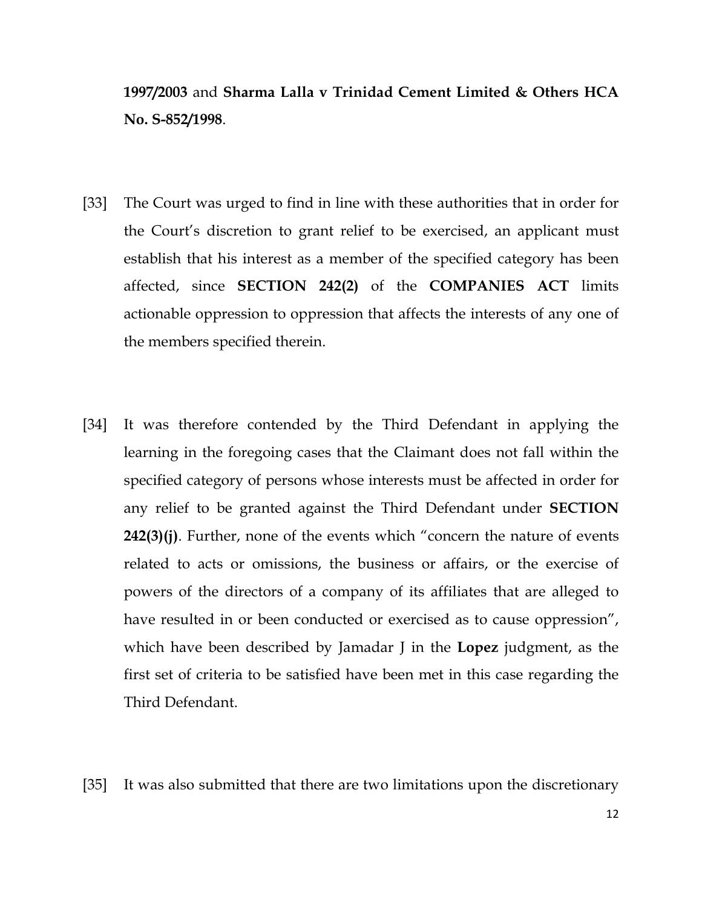**1997/2003** and **Sharma Lalla v Trinidad Cement Limited & Others HCA No. S-852/1998**.

[33] The Court was urged to find in line with these authorities that in order for the Court's discretion to grant relief to be exercised, an applicant must establish that his interest as a member of the specified category has been affected, since **SECTION 242(2)** of the **COMPANIES ACT** limits actionable oppression to oppression that affects the interests of any one of the members specified therein.

[34] It was therefore contended by the Third Defendant in applying the learning in the foregoing cases that the Claimant does not fall within the specified category of persons whose interests must be affected in order for any relief to be granted against the Third Defendant under **SECTION 242(3)(j)**. Further, none of the events which "concern the nature of events related to acts or omissions, the business or affairs, or the exercise of powers of the directors of a company of its affiliates that are alleged to have resulted in or been conducted or exercised as to cause oppression", which have been described by Jamadar J in the **Lopez** judgment, as the first set of criteria to be satisfied have been met in this case regarding the Third Defendant.

[35] It was also submitted that there are two limitations upon the discretionary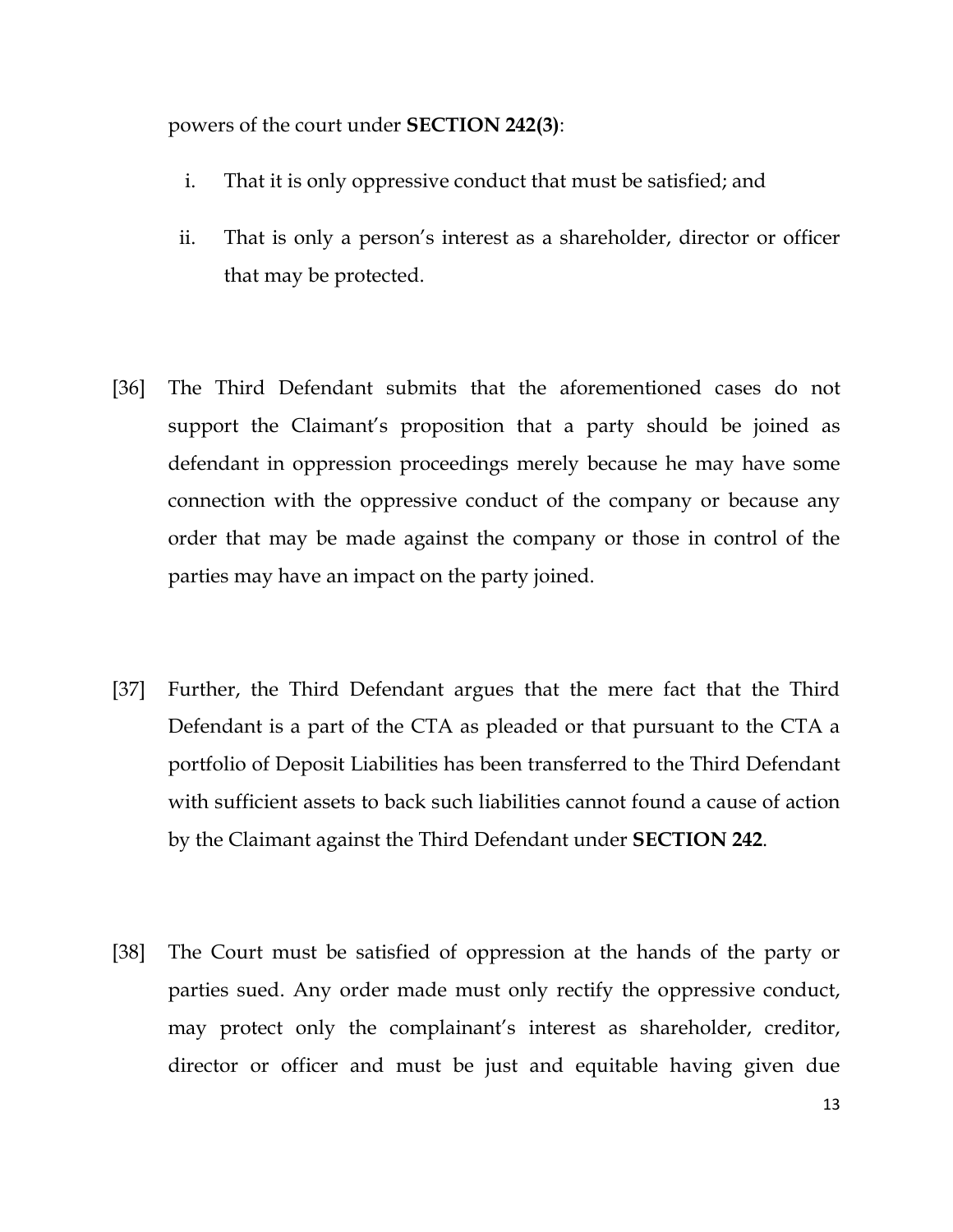powers of the court under **SECTION 242(3)**:

i. That it is only oppressive conduct that must be satisfied; and

ii. That is only a person's interest as a shareholder, director or officer that may be protected.

[36] The Third Defendant submits that the aforementioned cases do not support the Claimant's proposition that a party should be joined as defendant in oppression proceedings merely because he may have some connection with the oppressive conduct of the company or because any order that may be made against the company or those in control of the parties may have an impact on the party joined.

[37] Further, the Third Defendant argues that the mere fact that the Third Defendant is a part of the CTA as pleaded or that pursuant to the CTA a portfolio of Deposit Liabilities has been transferred to the Third Defendant with sufficient assets to back such liabilities cannot found a cause of action by the Claimant against the Third Defendant under **SECTION 242**.

[38] The Court must be satisfied of oppression at the hands of the party or parties sued. Any order made must only rectify the oppressive conduct, may protect only the complainant's interest as shareholder, creditor, director or officer and must be just and equitable having given due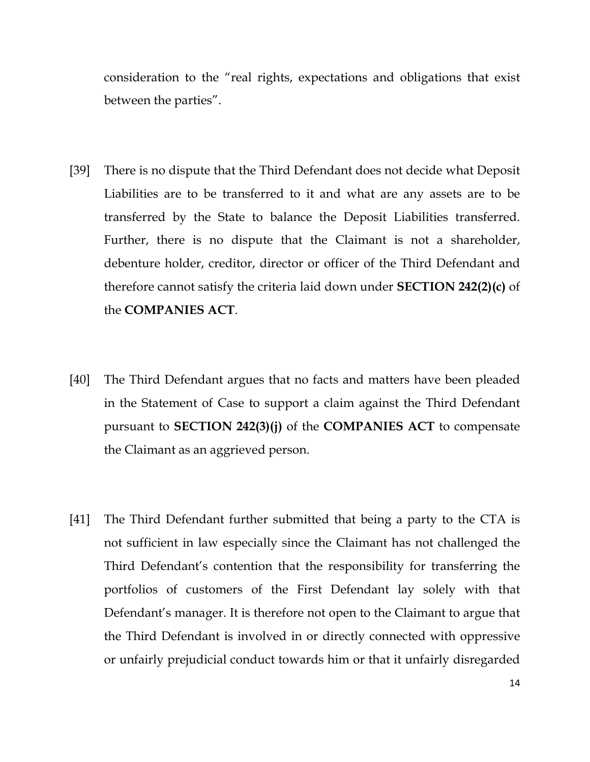consideration to the "real rights, expectations and obligations that exist between the parties".

[39] There is no dispute that the Third Defendant does not decide what Deposit Liabilities are to be transferred to it and what are any assets are to be transferred by the State to balance the Deposit Liabilities transferred. Further, there is no dispute that the Claimant is not a shareholder, debenture holder, creditor, director or officer of the Third Defendant and therefore cannot satisfy the criteria laid down under **SECTION 242(2)(c)** of the **COMPANIES ACT**.

[40] The Third Defendant argues that no facts and matters have been pleaded in the Statement of Case to support a claim against the Third Defendant pursuant to **SECTION 242(3)(j)** of the **COMPANIES ACT** to compensate the Claimant as an aggrieved person.

[41] The Third Defendant further submitted that being a party to the CTA is not sufficient in law especially since the Claimant has not challenged the Third Defendant's contention that the responsibility for transferring the portfolios of customers of the First Defendant lay solely with that Defendant's manager. It is therefore not open to the Claimant to argue that the Third Defendant is involved in or directly connected with oppressive or unfairly prejudicial conduct towards him or that it unfairly disregarded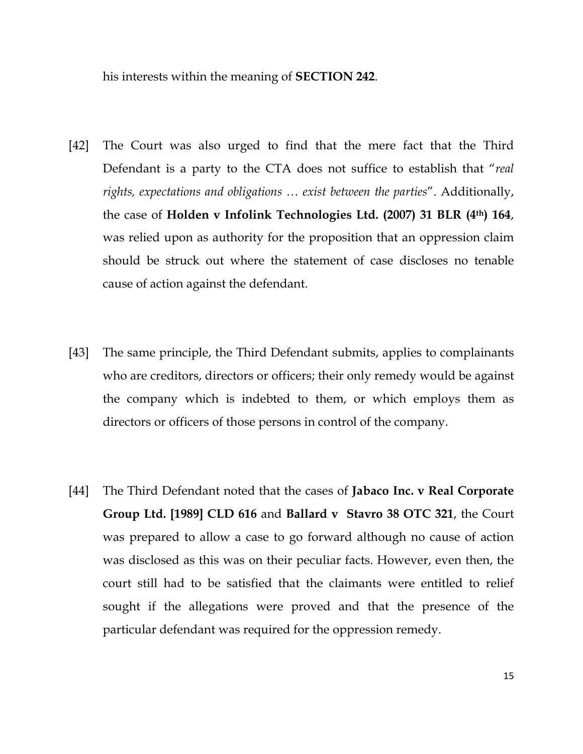his interests within the meaning of **SECTION 242**.

[42] The Court was also urged to find that the mere fact that the Third Defendant is a party to the CTA does not suffice to establish that "*real rights, expectations and obligations … exist between the parties*". Additionally, the case of **Holden v Infolink Technologies Ltd. (2007) 31 BLR (4th) 164**, was relied upon as authority for the proposition that an oppression claim should be struck out where the statement of case discloses no tenable cause of action against the defendant.

[43] The same principle, the Third Defendant submits, applies to complainants who are creditors, directors or officers; their only remedy would be against the company which is indebted to them, or which employs them as directors or officers of those persons in control of the company.

[44] The Third Defendant noted that the cases of **Jabaco Inc. v Real Corporate Group Ltd. [1989] CLD 616** and **Ballard v Stavro 38 OTC 321**, the Court was prepared to allow a case to go forward although no cause of action was disclosed as this was on their peculiar facts. However, even then, the court still had to be satisfied that the claimants were entitled to relief sought if the allegations were proved and that the presence of the particular defendant was required for the oppression remedy.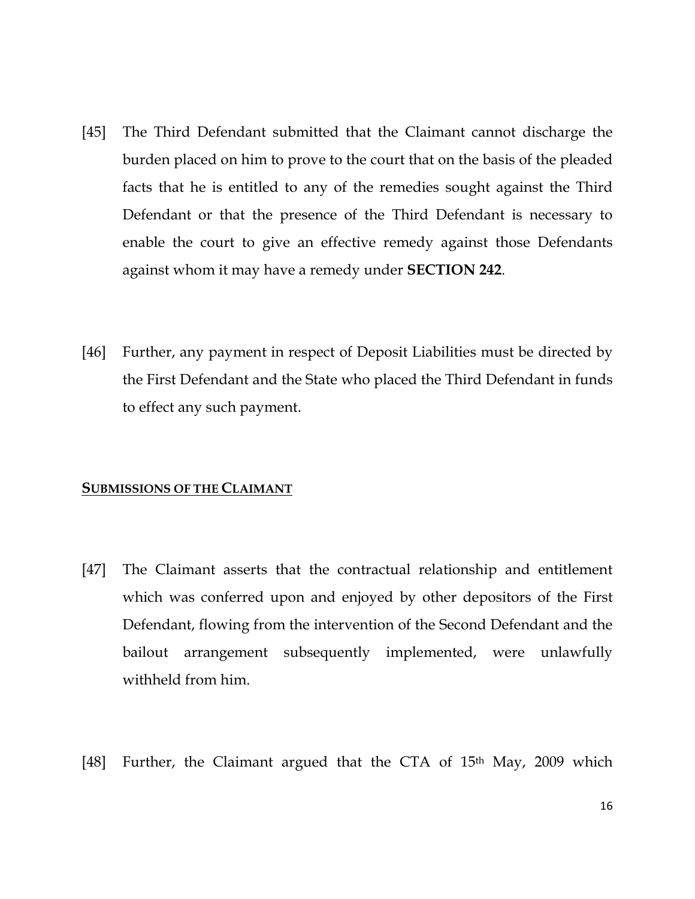[45] The Third Defendant submitted that the Claimant cannot discharge the burden placed on him to prove to the court that on the basis of the pleaded facts that he is entitled to any of the remedies sought against the Third Defendant or that the presence of the Third Defendant is necessary to enable the court to give an effective remedy against those Defendants against whom it may have a remedy under **SECTION 242**.

[46] Further, any payment in respect of Deposit Liabilities must be directed by the First Defendant and the State who placed the Third Defendant in funds to effect any such payment.

**SUBMISSIONS OF THE CLAIMANT**

[47] The Claimant asserts that the contractual relationship and entitlement which was conferred upon and enjoyed by other depositors of the First Defendant, flowing from the intervention of the Second Defendant and the bailout arrangement subsequently implemented, were unlawfully withheld from him.

[48] Further, the Claimant argued that the CTA of 15th May, 2009 which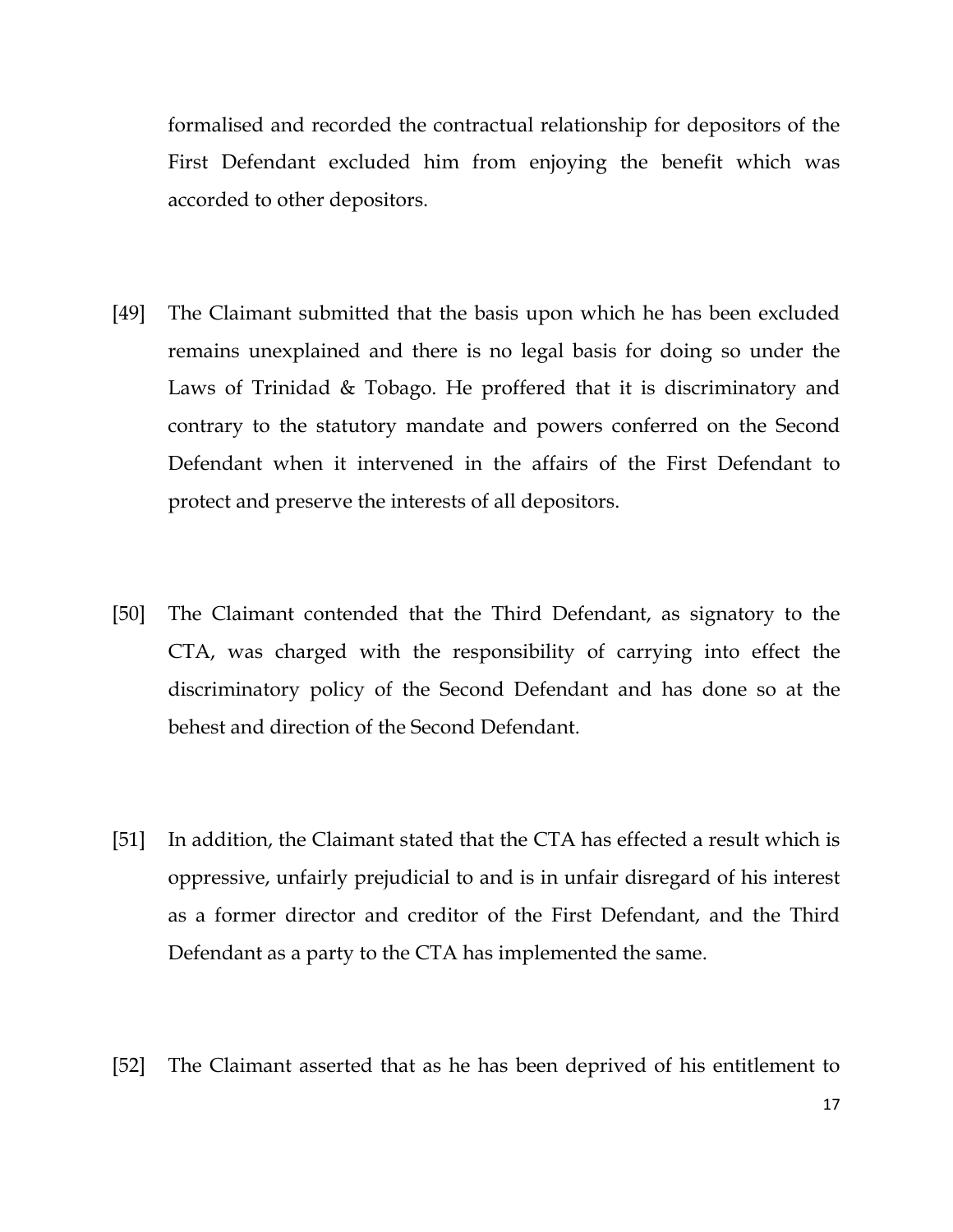formalised and recorded the contractual relationship for depositors of the First Defendant excluded him from enjoying the benefit which was accorded to other depositors.

[49] The Claimant submitted that the basis upon which he has been excluded remains unexplained and there is no legal basis for doing so under the Laws of Trinidad & Tobago. He proffered that it is discriminatory and contrary to the statutory mandate and powers conferred on the Second Defendant when it intervened in the affairs of the First Defendant to protect and preserve the interests of all depositors.

[50] The Claimant contended that the Third Defendant, as signatory to the CTA, was charged with the responsibility of carrying into effect the discriminatory policy of the Second Defendant and has done so at the behest and direction of the Second Defendant.

[51] In addition, the Claimant stated that the CTA has effected a result which is oppressive, unfairly prejudicial to and is in unfair disregard of his interest as a former director and creditor of the First Defendant, and the Third Defendant as a party to the CTA has implemented the same.

[52] The Claimant asserted that as he has been deprived of his entitlement to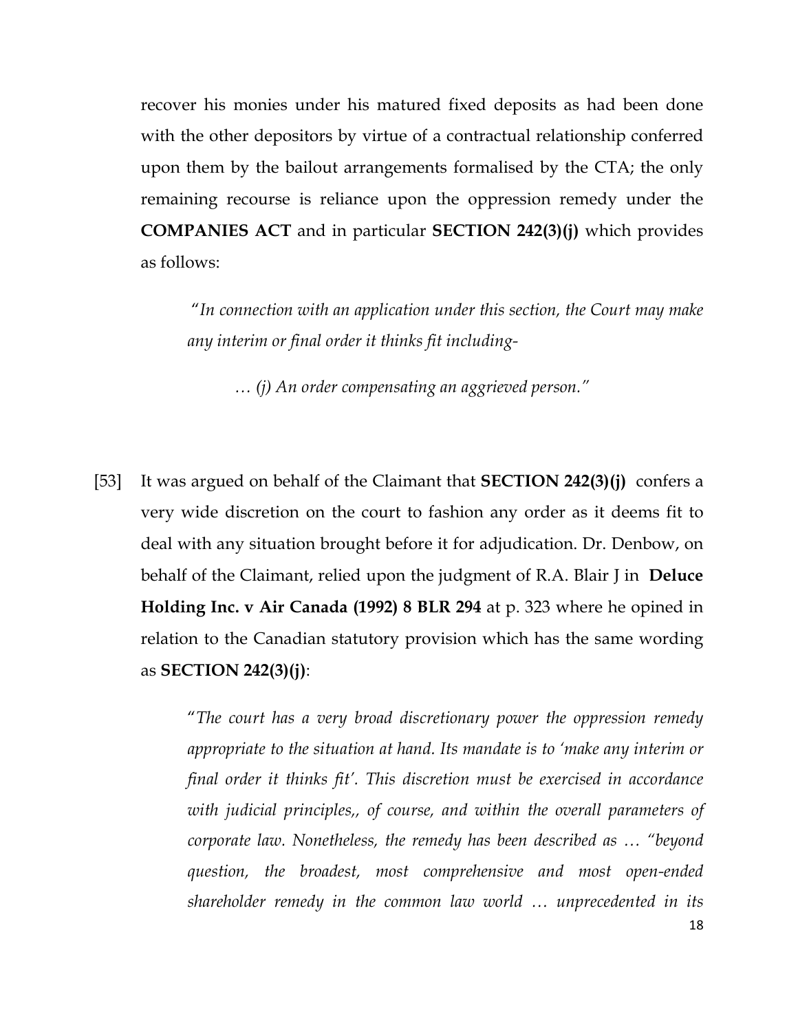recover his monies under his matured fixed deposits as had been done with the other depositors by virtue of a contractual relationship conferred upon them by the bailout arrangements formalised by the CTA; the only remaining recourse is reliance upon the oppression remedy under the **COMPANIES ACT** and in particular **SECTION 242(3)(j)** which provides as follows:

> "*In connection with an application under this section, the Court may make any interim or final order it thinks fit including-*
>
> *… (j) An order compensating an aggrieved person.*"

[53] It was argued on behalf of the Claimant that **SECTION 242(3)(j)** confers a very wide discretion on the court to fashion any order as it deems fit to deal with any situation brought before it for adjudication. Dr. Denbow, on behalf of the Claimant, relied upon the judgment of R.A. Blair J in **Deluce Holding Inc. v Air Canada (1992) 8 BLR 294** at p. 323 where he opined in relation to the Canadian statutory provision which has the same wording as **SECTION 242(3)(j)**:

> "*The court has a very broad discretionary power the oppression remedy appropriate to the situation at hand. Its mandate is to 'make any interim or final order it thinks fit'. This discretion must be exercised in accordance with judicial principles,, of course, and within the overall parameters of corporate law. Nonetheless, the remedy has been described as … "beyond question, the broadest, most comprehensive and most open-ended shareholder remedy in the common law world … unprecedented in its*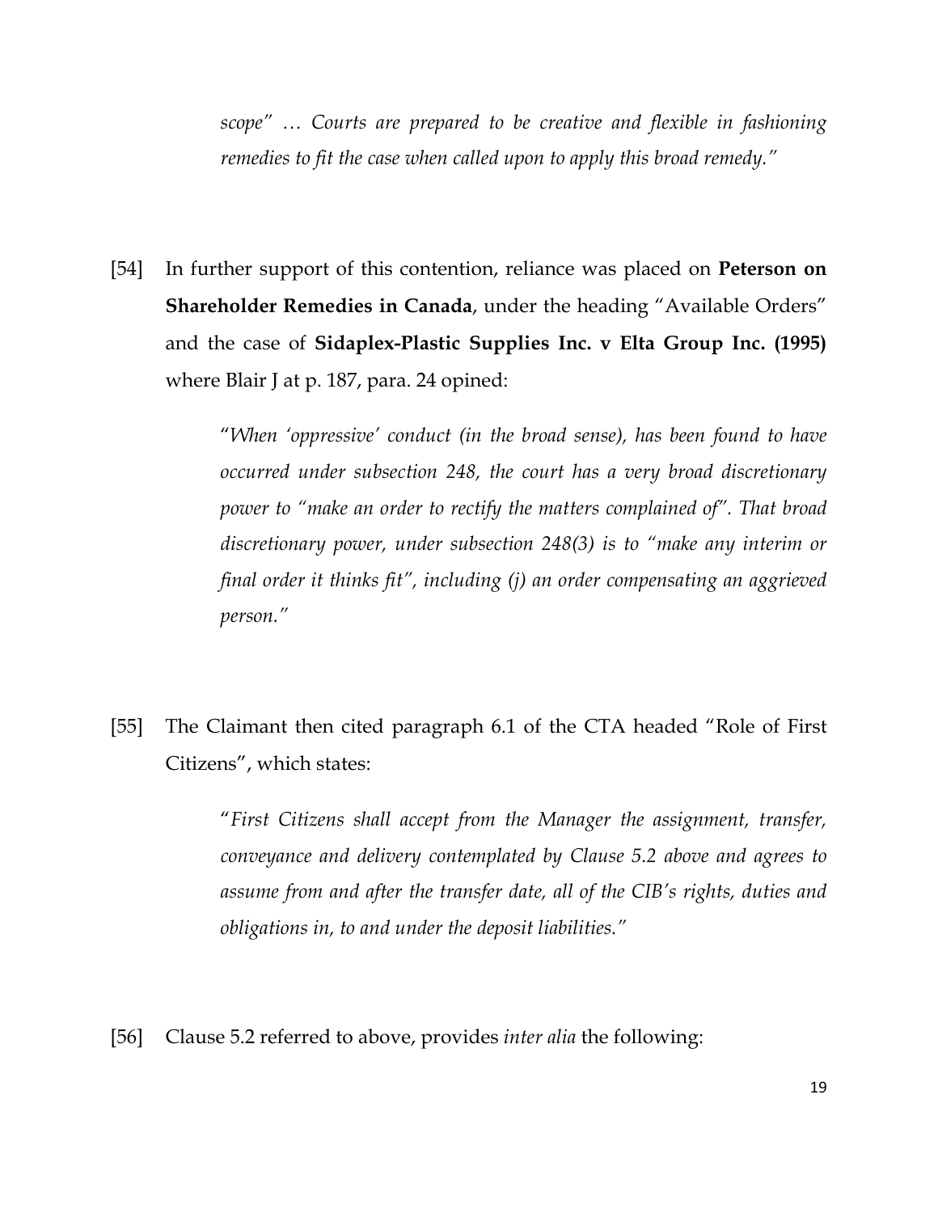*scope" … Courts are prepared to be creative and flexible in fashioning remedies to fit the case when called upon to apply this broad remedy."*

[54] In further support of this contention, reliance was placed on **Peterson on Shareholder Remedies in Canada**, under the heading "Available Orders" and the case of **Sidaplex-Plastic Supplies Inc. v Elta Group Inc. (1995)** where Blair J at p. 187, para. 24 opined:

> "*When 'oppressive' conduct (in the broad sense), has been found to have occurred under subsection 248, the court has a very broad discretionary power to "make an order to rectify the matters complained of". That broad discretionary power, under subsection 248(3) is to "make any interim or final order it thinks fit", including (j) an order compensating an aggrieved person."*

[55] The Claimant then cited paragraph 6.1 of the CTA headed "Role of First Citizens", which states:

> "*First Citizens shall accept from the Manager the assignment, transfer, conveyance and delivery contemplated by Clause 5.2 above and agrees to assume from and after the transfer date, all of the CIB's rights, duties and obligations in, to and under the deposit liabilities."*

[56] Clause 5.2 referred to above, provides *inter alia* the following: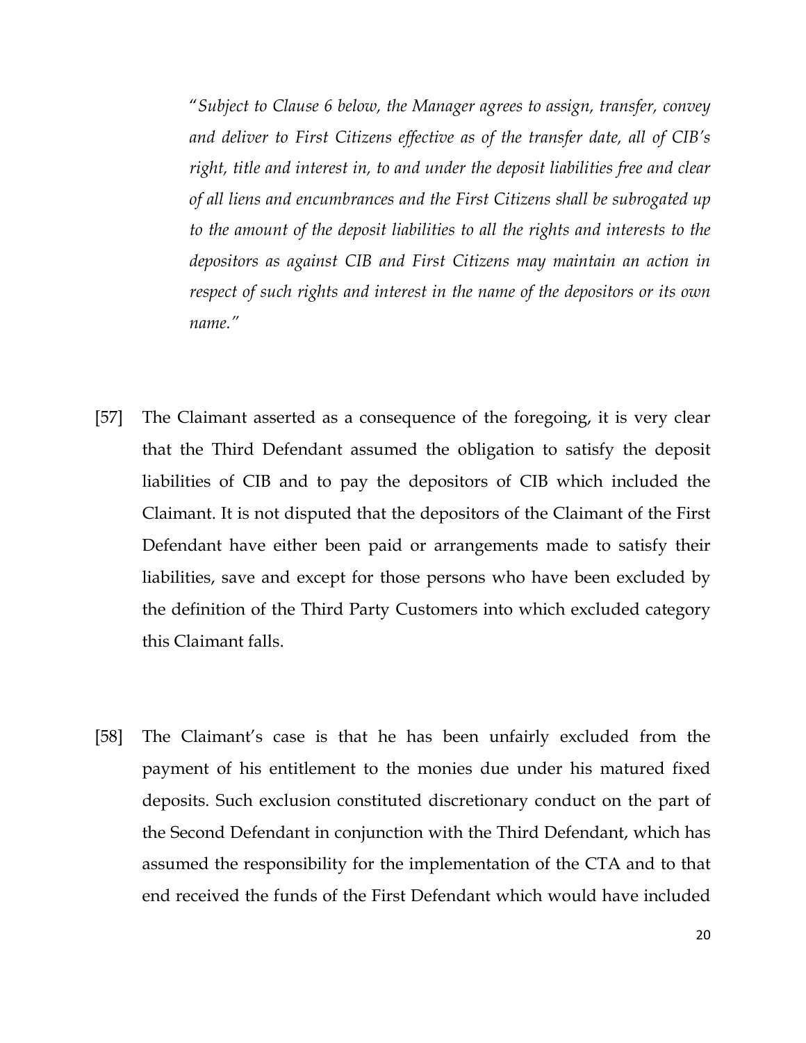> "*Subject to Clause 6 below, the Manager agrees to assign, transfer, convey and deliver to First Citizens effective as of the transfer date, all of CIB's right, title and interest in, to and under the deposit liabilities free and clear of all liens and encumbrances and the First Citizens shall be subrogated up to the amount of the deposit liabilities to all the rights and interests to the depositors as against CIB and First Citizens may maintain an action in respect of such rights and interest in the name of the depositors or its own name.*"

[57] The Claimant asserted as a consequence of the foregoing, it is very clear that the Third Defendant assumed the obligation to satisfy the deposit liabilities of CIB and to pay the depositors of CIB which included the Claimant. It is not disputed that the depositors of the Claimant of the First Defendant have either been paid or arrangements made to satisfy their liabilities, save and except for those persons who have been excluded by the definition of the Third Party Customers into which excluded category this Claimant falls.

[58] The Claimant's case is that he has been unfairly excluded from the payment of his entitlement to the monies due under his matured fixed deposits. Such exclusion constituted discretionary conduct on the part of the Second Defendant in conjunction with the Third Defendant, which has assumed the responsibility for the implementation of the CTA and to that end received the funds of the First Defendant which would have included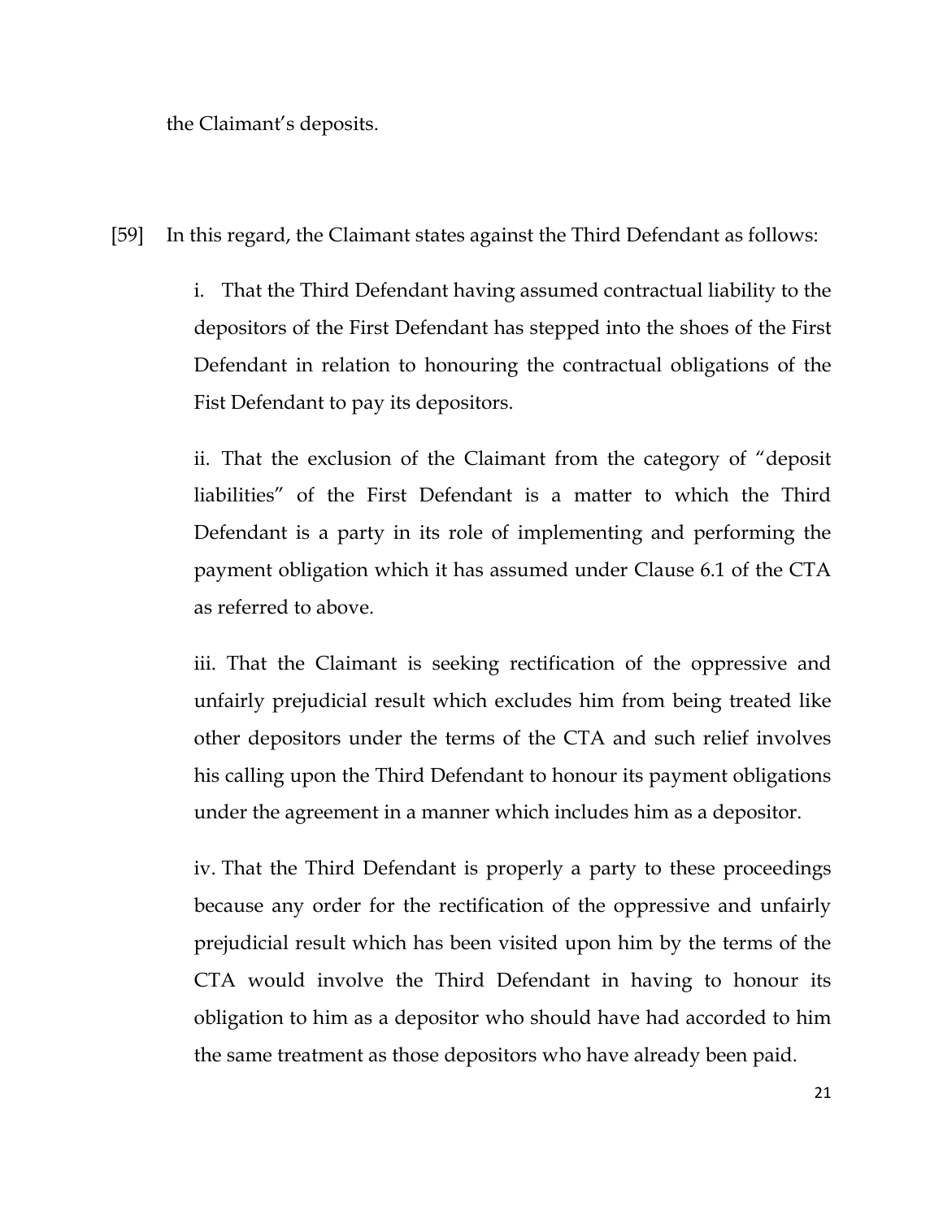the Claimant's deposits.

[59] In this regard, the Claimant states against the Third Defendant as follows:

i. That the Third Defendant having assumed contractual liability to the depositors of the First Defendant has stepped into the shoes of the First Defendant in relation to honouring the contractual obligations of the Fist Defendant to pay its depositors.

ii. That the exclusion of the Claimant from the category of "deposit liabilities" of the First Defendant is a matter to which the Third Defendant is a party in its role of implementing and performing the payment obligation which it has assumed under Clause 6.1 of the CTA as referred to above.

iii. That the Claimant is seeking rectification of the oppressive and unfairly prejudicial result which excludes him from being treated like other depositors under the terms of the CTA and such relief involves his calling upon the Third Defendant to honour its payment obligations under the agreement in a manner which includes him as a depositor.

iv. That the Third Defendant is properly a party to these proceedings because any order for the rectification of the oppressive and unfairly prejudicial result which has been visited upon him by the terms of the CTA would involve the Third Defendant in having to honour its obligation to him as a depositor who should have had accorded to him the same treatment as those depositors who have already been paid.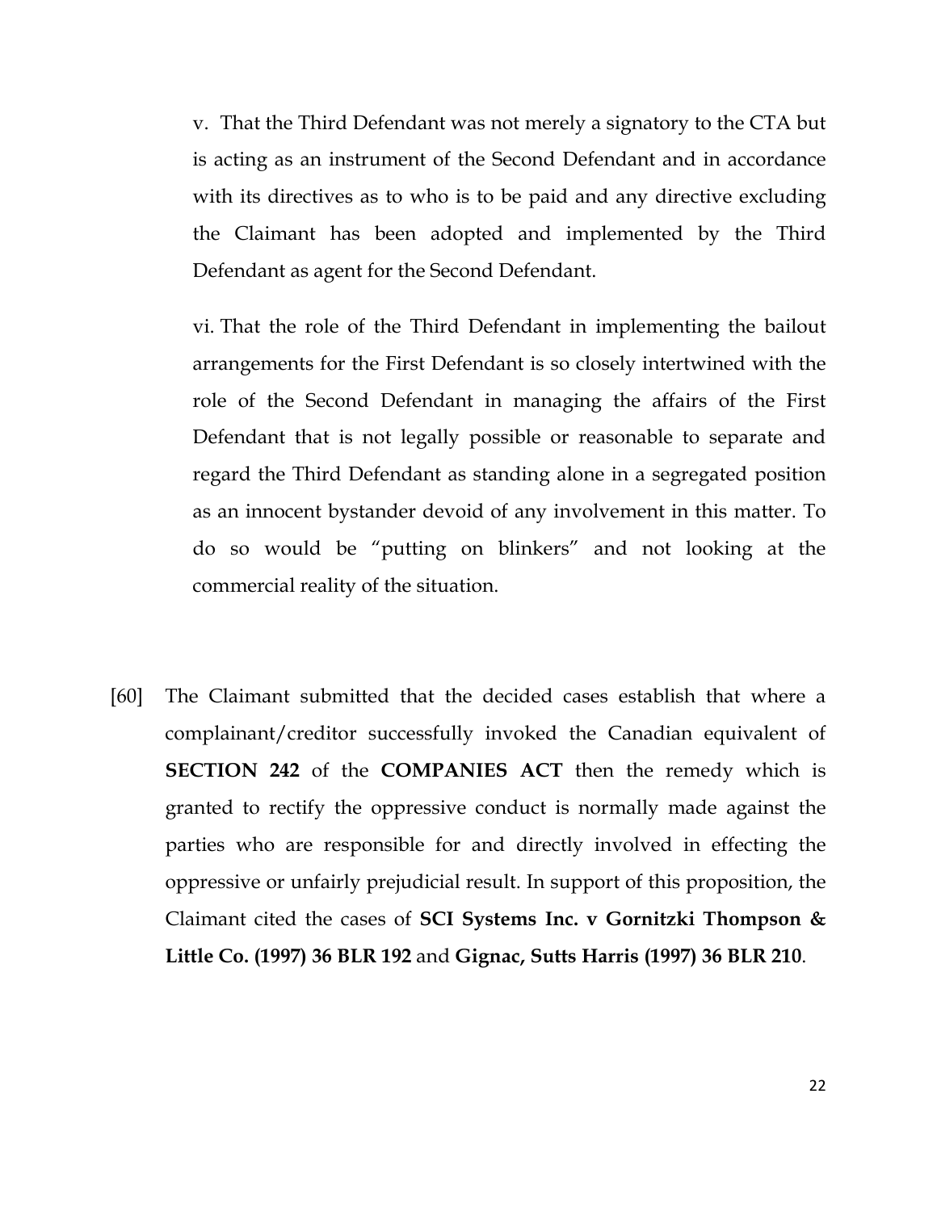v. That the Third Defendant was not merely a signatory to the CTA but is acting as an instrument of the Second Defendant and in accordance with its directives as to who is to be paid and any directive excluding the Claimant has been adopted and implemented by the Third Defendant as agent for the Second Defendant.

vi. That the role of the Third Defendant in implementing the bailout arrangements for the First Defendant is so closely intertwined with the role of the Second Defendant in managing the affairs of the First Defendant that is not legally possible or reasonable to separate and regard the Third Defendant as standing alone in a segregated position as an innocent bystander devoid of any involvement in this matter. To do so would be "putting on blinkers" and not looking at the commercial reality of the situation.

[60] The Claimant submitted that the decided cases establish that where a complainant/creditor successfully invoked the Canadian equivalent of **SECTION 242** of the **COMPANIES ACT** then the remedy which is granted to rectify the oppressive conduct is normally made against the parties who are responsible for and directly involved in effecting the oppressive or unfairly prejudicial result. In support of this proposition, the Claimant cited the cases of **SCI Systems Inc. v Gornitzki Thompson & Little Co. (1997) 36 BLR 192** and **Gignac, Sutts Harris (1997) 36 BLR 210**.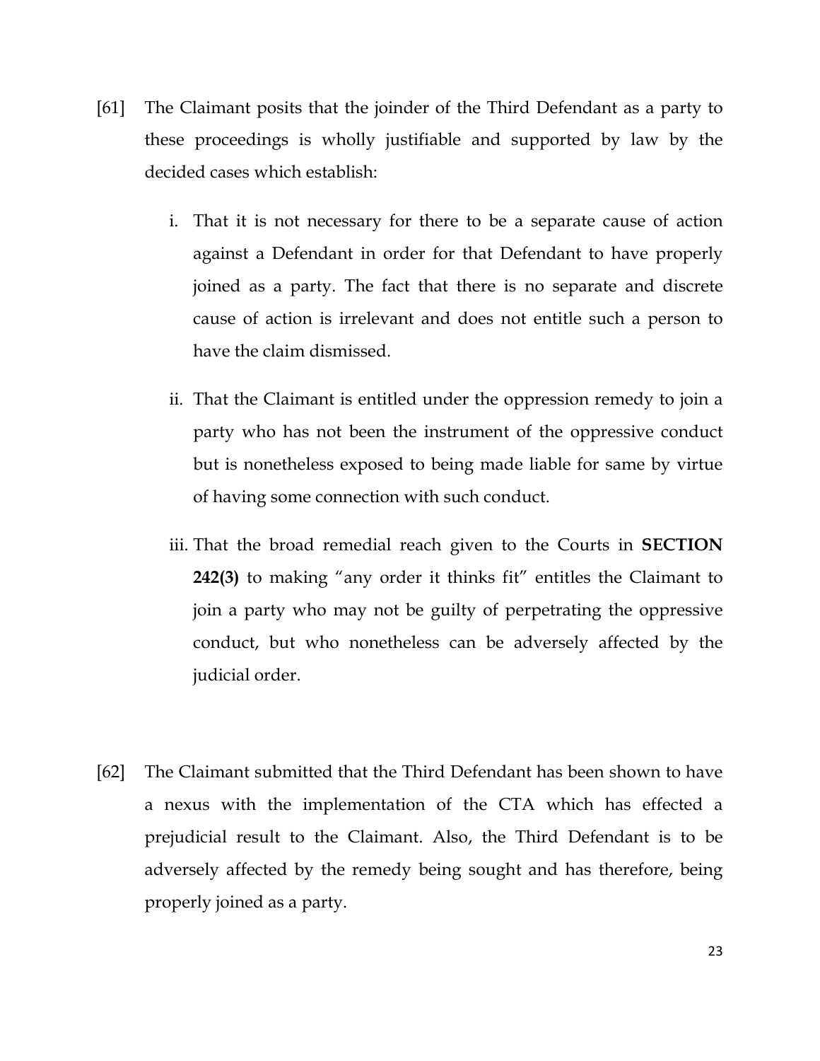[61] The Claimant posits that the joinder of the Third Defendant as a party to these proceedings is wholly justifiable and supported by law by the decided cases which establish:

i. That it is not necessary for there to be a separate cause of action against a Defendant in order for that Defendant to have properly joined as a party. The fact that there is no separate and discrete cause of action is irrelevant and does not entitle such a person to have the claim dismissed.

ii. That the Claimant is entitled under the oppression remedy to join a party who has not been the instrument of the oppressive conduct but is nonetheless exposed to being made liable for same by virtue of having some connection with such conduct.

iii. That the broad remedial reach given to the Courts in **SECTION 242(3)** to making "any order it thinks fit" entitles the Claimant to join a party who may not be guilty of perpetrating the oppressive conduct, but who nonetheless can be adversely affected by the judicial order.

[62] The Claimant submitted that the Third Defendant has been shown to have a nexus with the implementation of the CTA which has effected a prejudicial result to the Claimant. Also, the Third Defendant is to be adversely affected by the remedy being sought and has therefore, being properly joined as a party.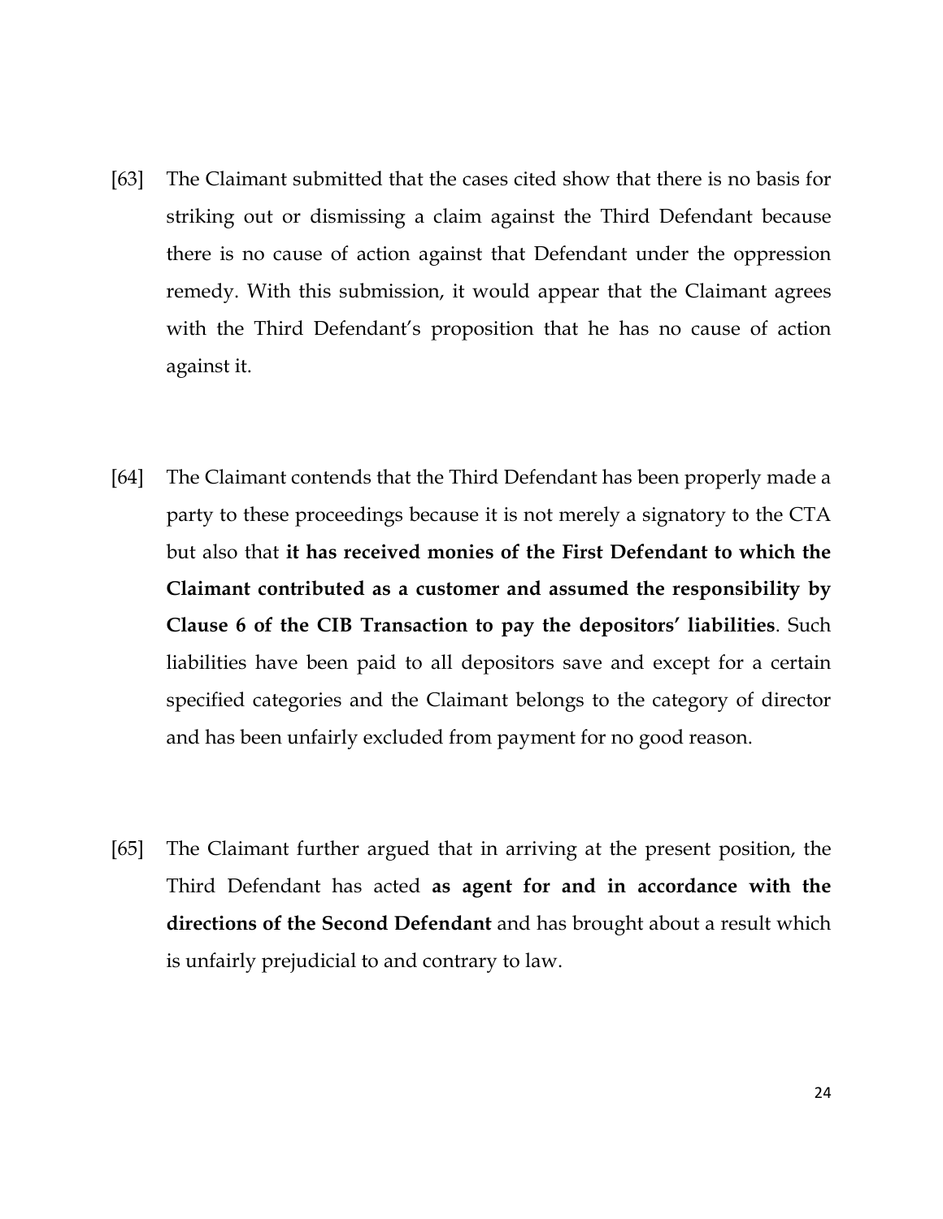[63] The Claimant submitted that the cases cited show that there is no basis for striking out or dismissing a claim against the Third Defendant because there is no cause of action against that Defendant under the oppression remedy. With this submission, it would appear that the Claimant agrees with the Third Defendant's proposition that he has no cause of action against it.

[64] The Claimant contends that the Third Defendant has been properly made a party to these proceedings because it is not merely a signatory to the CTA but also that **it has received monies of the First Defendant to which the Claimant contributed as a customer and assumed the responsibility by Clause 6 of the CIB Transaction to pay the depositors' liabilities**. Such liabilities have been paid to all depositors save and except for a certain specified categories and the Claimant belongs to the category of director and has been unfairly excluded from payment for no good reason.

[65] The Claimant further argued that in arriving at the present position, the Third Defendant has acted **as agent for and in accordance with the directions of the Second Defendant** and has brought about a result which is unfairly prejudicial to and contrary to law.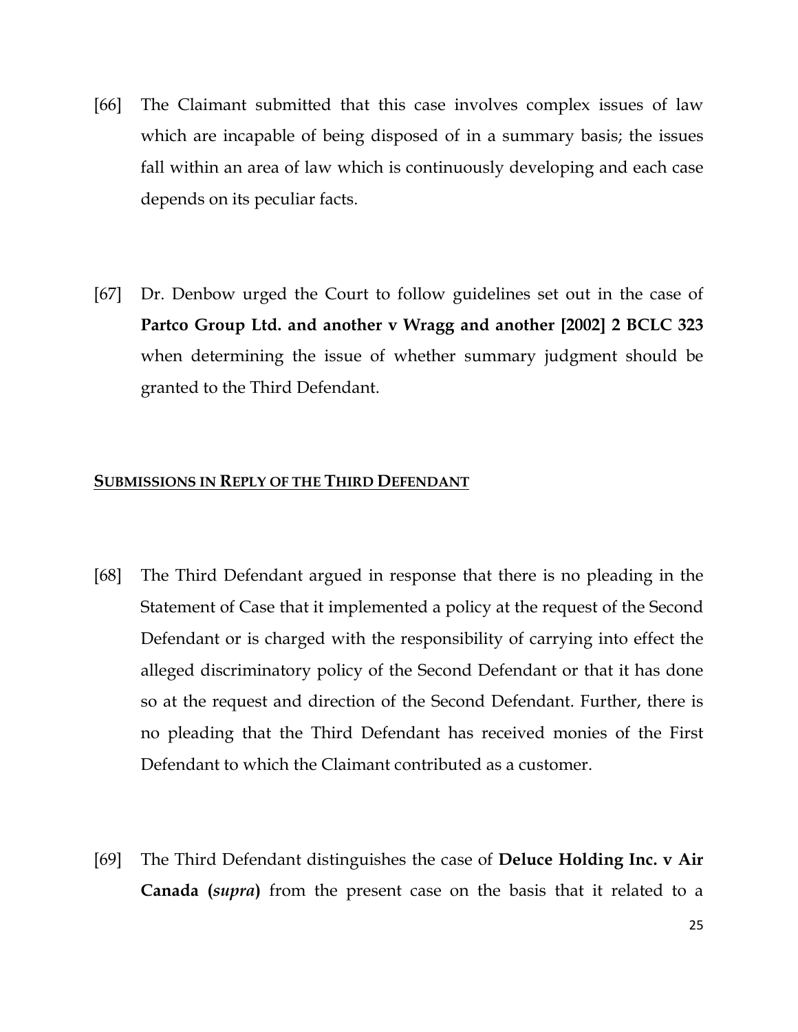[66] The Claimant submitted that this case involves complex issues of law which are incapable of being disposed of in a summary basis; the issues fall within an area of law which is continuously developing and each case depends on its peculiar facts.

[67] Dr. Denbow urged the Court to follow guidelines set out in the case of **Partco Group Ltd. and another v Wragg and another [2002] 2 BCLC 323** when determining the issue of whether summary judgment should be granted to the Third Defendant.

**SUBMISSIONS IN REPLY OF THE THIRD DEFENDANT**

[68] The Third Defendant argued in response that there is no pleading in the Statement of Case that it implemented a policy at the request of the Second Defendant or is charged with the responsibility of carrying into effect the alleged discriminatory policy of the Second Defendant or that it has done so at the request and direction of the Second Defendant. Further, there is no pleading that the Third Defendant has received monies of the First Defendant to which the Claimant contributed as a customer.

[69] The Third Defendant distinguishes the case of **Deluce Holding Inc. v Air Canada (*supra*)** from the present case on the basis that it related to a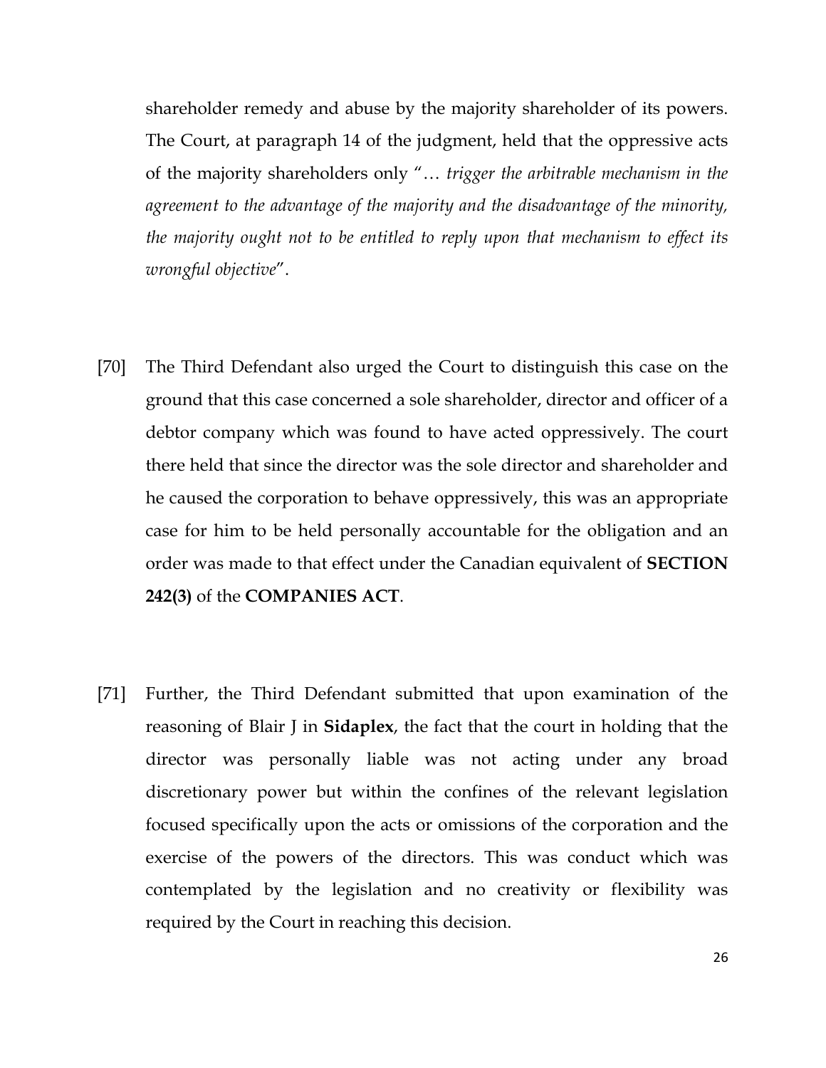shareholder remedy and abuse by the majority shareholder of its powers. The Court, at paragraph 14 of the judgment, held that the oppressive acts of the majority shareholders only "… *trigger the arbitrable mechanism in the agreement to the advantage of the majority and the disadvantage of the minority, the majority ought not to be entitled to reply upon that mechanism to effect its wrongful objective*".

[70] The Third Defendant also urged the Court to distinguish this case on the ground that this case concerned a sole shareholder, director and officer of a debtor company which was found to have acted oppressively. The court there held that since the director was the sole director and shareholder and he caused the corporation to behave oppressively, this was an appropriate case for him to be held personally accountable for the obligation and an order was made to that effect under the Canadian equivalent of **SECTION 242(3)** of the **COMPANIES ACT**.

[71] Further, the Third Defendant submitted that upon examination of the reasoning of Blair J in **Sidaplex**, the fact that the court in holding that the director was personally liable was not acting under any broad discretionary power but within the confines of the relevant legislation focused specifically upon the acts or omissions of the corporation and the exercise of the powers of the directors. This was conduct which was contemplated by the legislation and no creativity or flexibility was required by the Court in reaching this decision.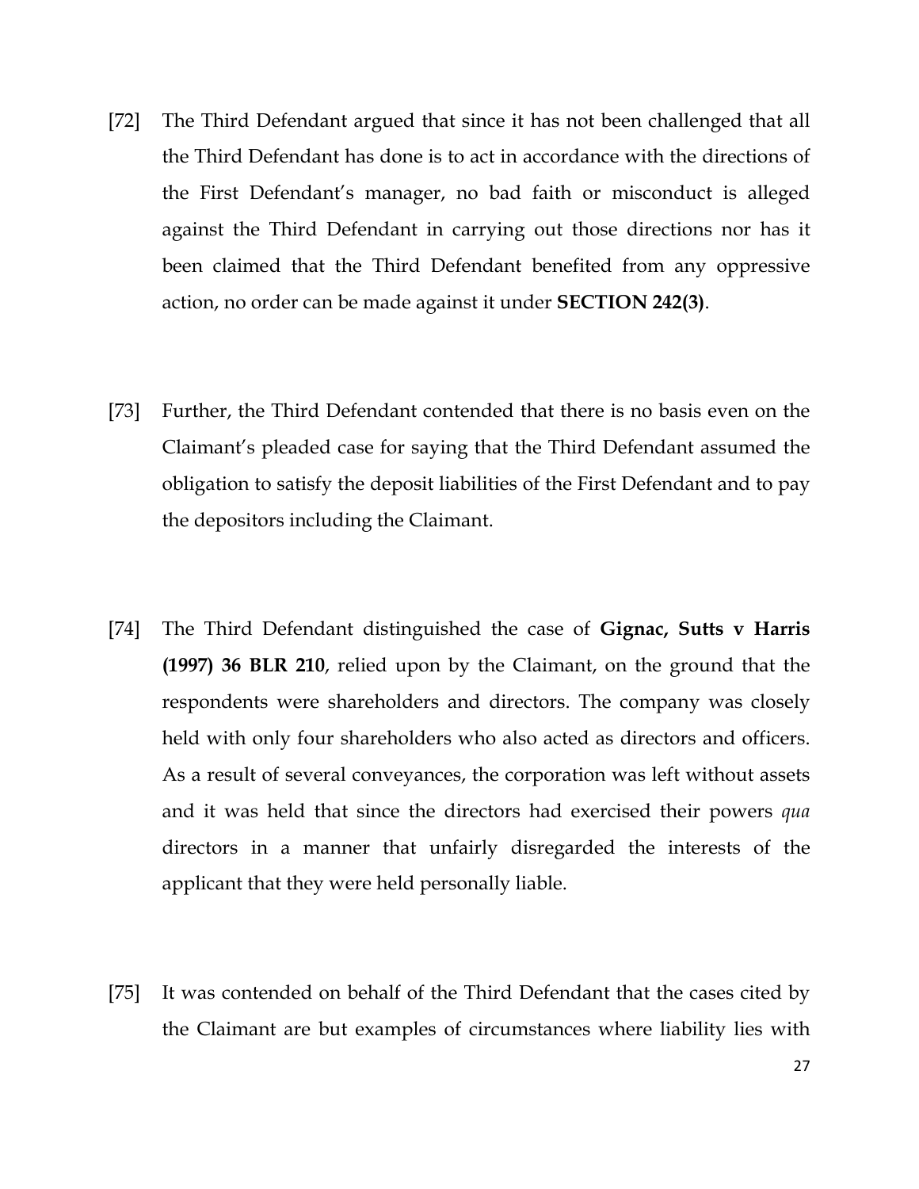[72] The Third Defendant argued that since it has not been challenged that all the Third Defendant has done is to act in accordance with the directions of the First Defendant's manager, no bad faith or misconduct is alleged against the Third Defendant in carrying out those directions nor has it been claimed that the Third Defendant benefited from any oppressive action, no order can be made against it under **SECTION 242(3)**.

[73] Further, the Third Defendant contended that there is no basis even on the Claimant's pleaded case for saying that the Third Defendant assumed the obligation to satisfy the deposit liabilities of the First Defendant and to pay the depositors including the Claimant.

[74] The Third Defendant distinguished the case of **Gignac, Sutts v Harris (1997) 36 BLR 210**, relied upon by the Claimant, on the ground that the respondents were shareholders and directors. The company was closely held with only four shareholders who also acted as directors and officers. As a result of several conveyances, the corporation was left without assets and it was held that since the directors had exercised their powers *qua* directors in a manner that unfairly disregarded the interests of the applicant that they were held personally liable.

[75] It was contended on behalf of the Third Defendant that the cases cited by the Claimant are but examples of circumstances where liability lies with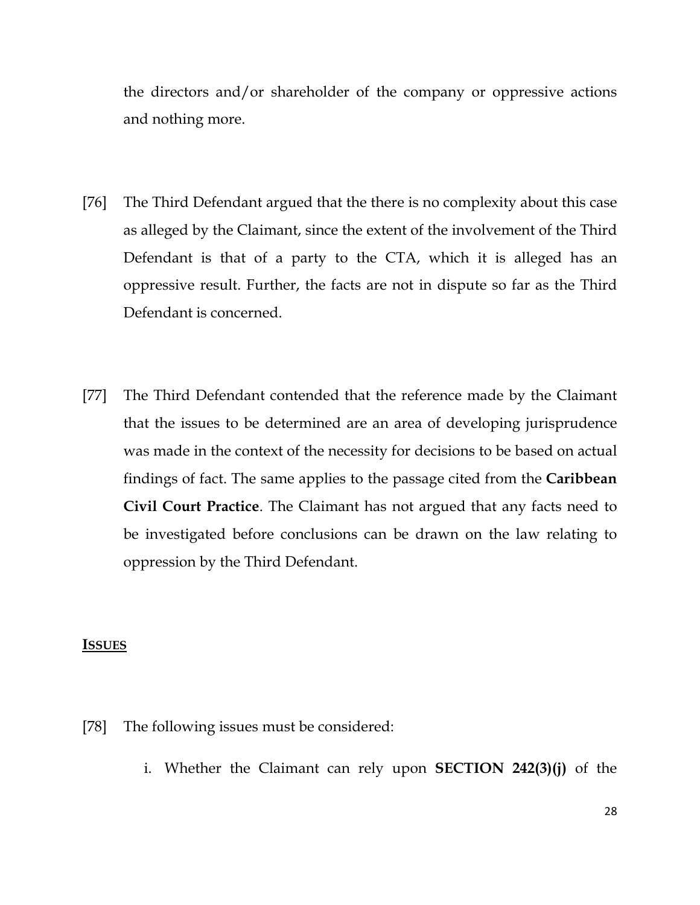the directors and/or shareholder of the company or oppressive actions and nothing more.

[76] The Third Defendant argued that the there is no complexity about this case as alleged by the Claimant, since the extent of the involvement of the Third Defendant is that of a party to the CTA, which it is alleged has an oppressive result. Further, the facts are not in dispute so far as the Third Defendant is concerned.

[77] The Third Defendant contended that the reference made by the Claimant that the issues to be determined are an area of developing jurisprudence was made in the context of the necessity for decisions to be based on actual findings of fact. The same applies to the passage cited from the **Caribbean Civil Court Practice**. The Claimant has not argued that any facts need to be investigated before conclusions can be drawn on the law relating to oppression by the Third Defendant.

**<u>ISSUES</u>**

[78] The following issues must be considered:

i. Whether the Claimant can rely upon **SECTION 242(3)(j)** of the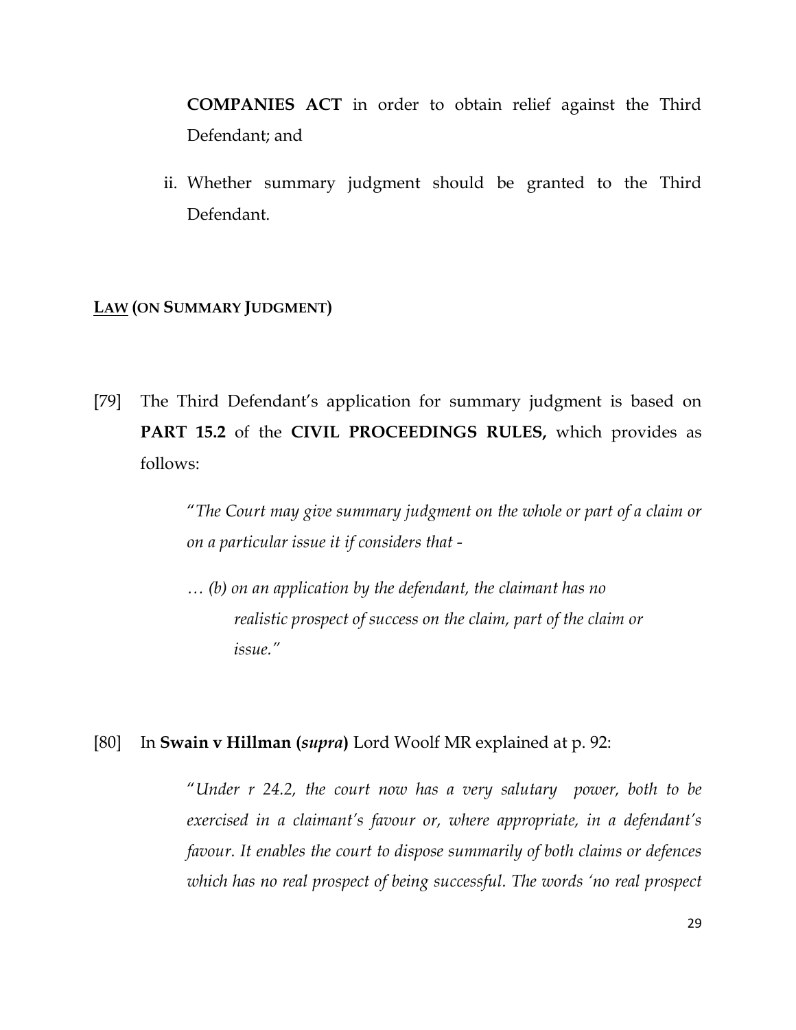**COMPANIES ACT** in order to obtain relief against the Third Defendant; and

ii. Whether summary judgment should be granted to the Third Defendant.

**<u>LAW</u> (ON SUMMARY JUDGMENT)**

[79] The Third Defendant's application for summary judgment is based on **PART 15.2** of the **CIVIL PROCEEDINGS RULES,** which provides as follows:

> "*The Court may give summary judgment on the whole or part of a claim or on a particular issue it if considers that -*
>
> *… (b) on an application by the defendant, the claimant has no realistic prospect of success on the claim, part of the claim or issue."*

[80] In **Swain v Hillman (*supra*)** Lord Woolf MR explained at p. 92:

> "*Under r 24.2, the court now has a very salutary power, both to be exercised in a claimant's favour or, where appropriate, in a defendant's favour. It enables the court to dispose summarily of both claims or defences which has no real prospect of being successful. The words 'no real prospect*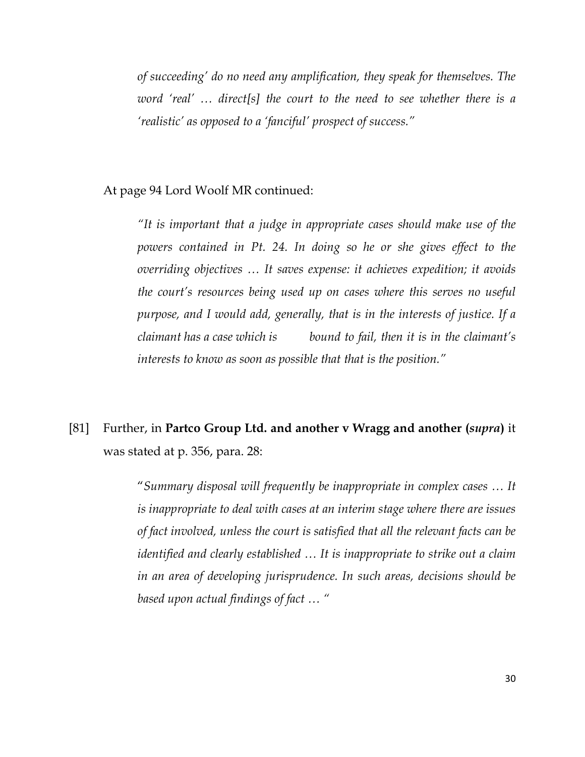> *of succeeding' do no need any amplification, they speak for themselves. The word 'real' … direct[s] the court to the need to see whether there is a 'realistic' as opposed to a 'fanciful' prospect of success."*

At page 94 Lord Woolf MR continued:

> *"It is important that a judge in appropriate cases should make use of the powers contained in Pt. 24. In doing so he or she gives effect to the overriding objectives … It saves expense: it achieves expedition; it avoids the court's resources being used up on cases where this serves no useful purpose, and I would add, generally, that is in the interests of justice. If a claimant has a case which is bound to fail, then it is in the claimant's interests to know as soon as possible that that is the position."*

[81] Further, in **Partco Group Ltd. and another v Wragg and another (*supra*)** it was stated at p. 356, para. 28:

> "*Summary disposal will frequently be inappropriate in complex cases … It is inappropriate to deal with cases at an interim stage where there are issues of fact involved, unless the court is satisfied that all the relevant facts can be identified and clearly established … It is inappropriate to strike out a claim in an area of developing jurisprudence. In such areas, decisions should be based upon actual findings of fact …* "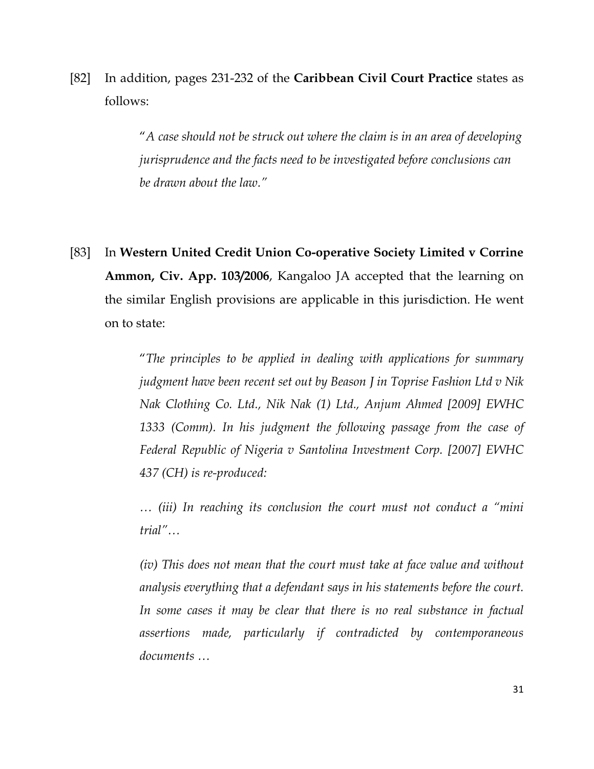[82] In addition, pages 231-232 of the **Caribbean Civil Court Practice** states as follows:

> "*A case should not be struck out where the claim is in an area of developing jurisprudence and the facts need to be investigated before conclusions can be drawn about the law.*"

[83] In **Western United Credit Union Co-operative Society Limited v Corrine Ammon, Civ. App. 103/2006**, Kangaloo JA accepted that the learning on the similar English provisions are applicable in this jurisdiction. He went on to state:

> "*The principles to be applied in dealing with applications for summary judgment have been recent set out by Beason J in Toprise Fashion Ltd v Nik Nak Clothing Co. Ltd., Nik Nak (1) Ltd., Anjum Ahmed [2009] EWHC 1333 (Comm). In his judgment the following passage from the case of Federal Republic of Nigeria v Santolina Investment Corp. [2007] EWHC 437 (CH) is re-produced:*
>
> *… (iii) In reaching its conclusion the court must not conduct a "mini trial"…*
>
> *(iv) This does not mean that the court must take at face value and without analysis everything that a defendant says in his statements before the court. In some cases it may be clear that there is no real substance in factual assertions made, particularly if contradicted by contemporaneous documents …*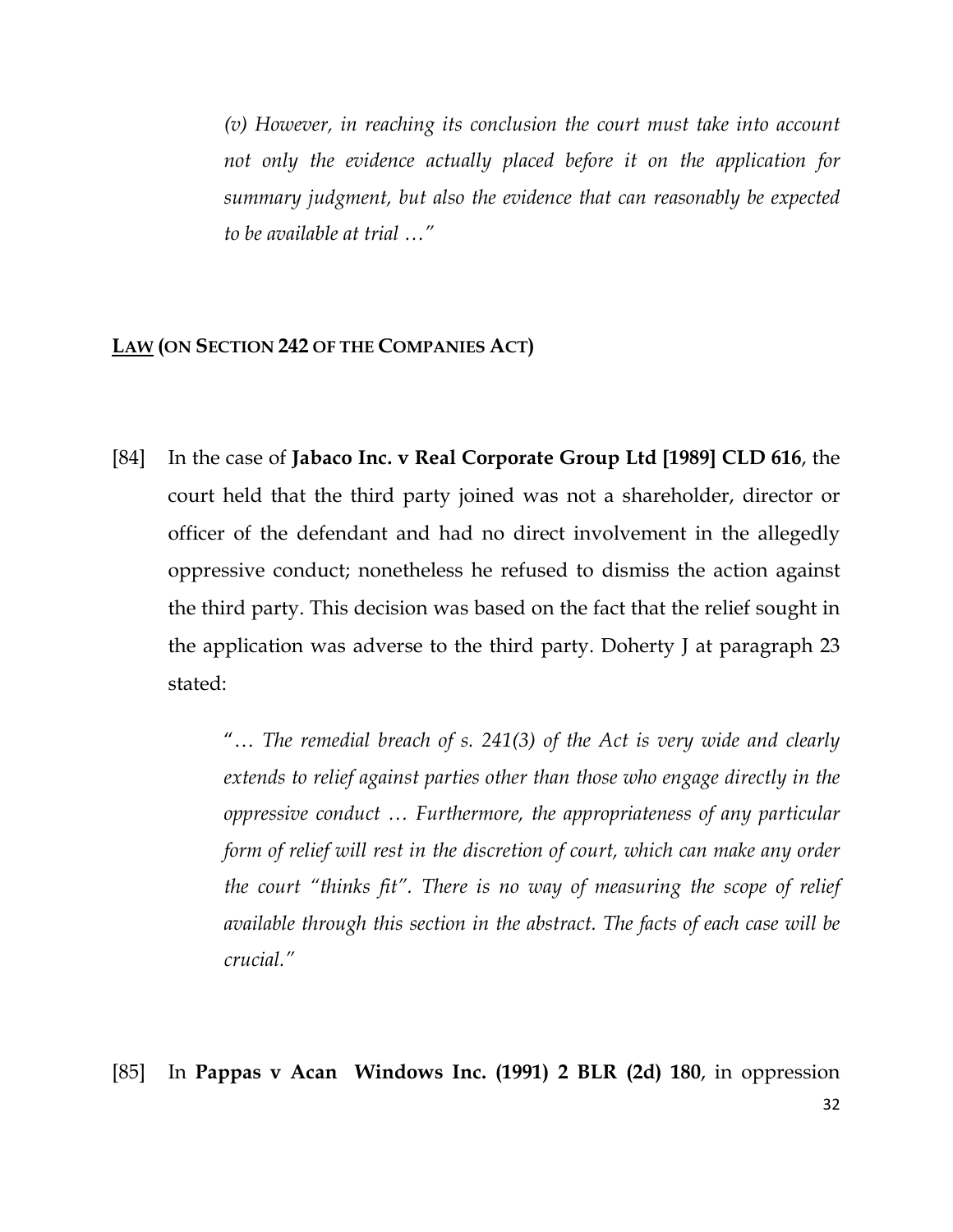> *(v) However, in reaching its conclusion the court must take into account not only the evidence actually placed before it on the application for summary judgment, but also the evidence that can reasonably be expected to be available at trial …"*

**<u>LAW</u> (ON SECTION 242 OF THE COMPANIES ACT)**

[84] In the case of **Jabaco Inc. v Real Corporate Group Ltd [1989] CLD 616**, the court held that the third party joined was not a shareholder, director or officer of the defendant and had no direct involvement in the allegedly oppressive conduct; nonetheless he refused to dismiss the action against the third party. This decision was based on the fact that the relief sought in the application was adverse to the third party. Doherty J at paragraph 23 stated:

> *"… The remedial breach of s. 241(3) of the Act is very wide and clearly extends to relief against parties other than those who engage directly in the oppressive conduct … Furthermore, the appropriateness of any particular form of relief will rest in the discretion of court, which can make any order the court "thinks fit". There is no way of measuring the scope of relief available through this section in the abstract. The facts of each case will be crucial."*

[85] In **Pappas v Acan Windows Inc. (1991) 2 BLR (2d) 180**, in oppression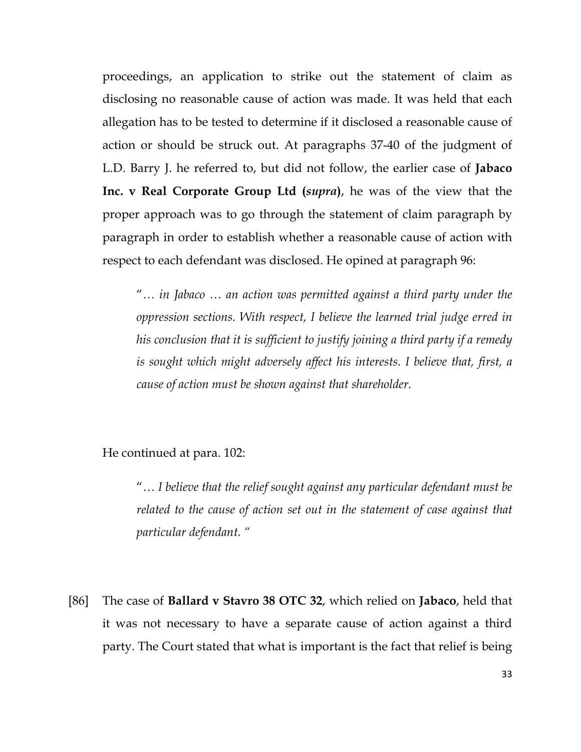proceedings, an application to strike out the statement of claim as disclosing no reasonable cause of action was made. It was held that each allegation has to be tested to determine if it disclosed a reasonable cause of action or should be struck out. At paragraphs 37-40 of the judgment of L.D. Barry J. he referred to, but did not follow, the earlier case of **Jabaco Inc. v Real Corporate Group Ltd (*supra*)**, he was of the view that the proper approach was to go through the statement of claim paragraph by paragraph in order to establish whether a reasonable cause of action with respect to each defendant was disclosed. He opined at paragraph 96:

> *"… in Jabaco … an action was permitted against a third party under the oppression sections. With respect, I believe the learned trial judge erred in his conclusion that it is sufficient to justify joining a third party if a remedy is sought which might adversely affect his interests. I believe that, first, a cause of action must be shown against that shareholder.*

He continued at para. 102:

> *"… I believe that the relief sought against any particular defendant must be related to the cause of action set out in the statement of case against that particular defendant. "*

[86] The case of **Ballard v Stavro 38 OTC 32**, which relied on **Jabaco**, held that it was not necessary to have a separate cause of action against a third party. The Court stated that what is important is the fact that relief is being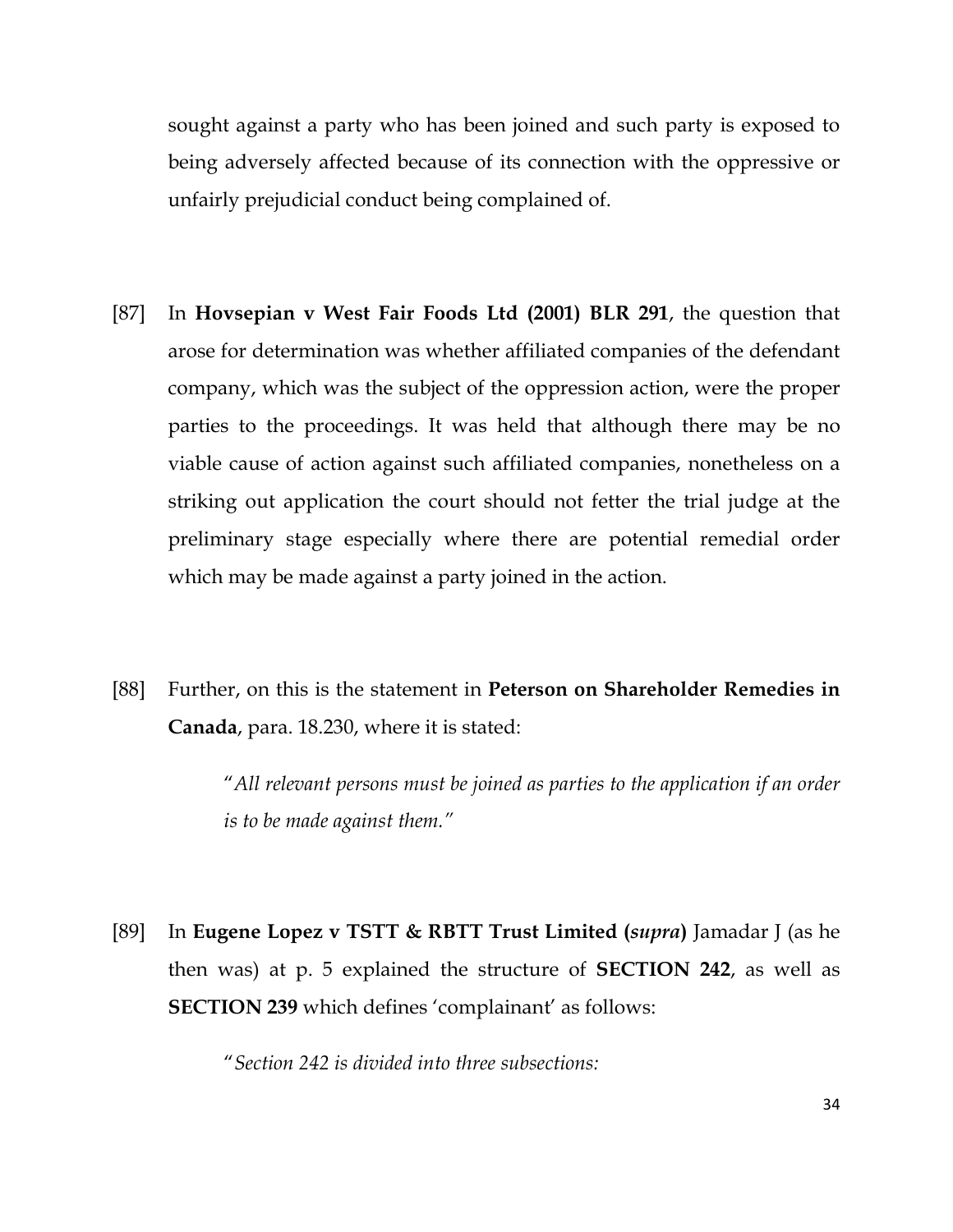sought against a party who has been joined and such party is exposed to being adversely affected because of its connection with the oppressive or unfairly prejudicial conduct being complained of.

[87] In **Hovsepian v West Fair Foods Ltd (2001) BLR 291**, the question that arose for determination was whether affiliated companies of the defendant company, which was the subject of the oppression action, were the proper parties to the proceedings. It was held that although there may be no viable cause of action against such affiliated companies, nonetheless on a striking out application the court should not fetter the trial judge at the preliminary stage especially where there are potential remedial order which may be made against a party joined in the action.

[88] Further, on this is the statement in **Peterson on Shareholder Remedies in Canada**, para. 18.230, where it is stated:

> "*All relevant persons must be joined as parties to the application if an order is to be made against them.*"

[89] In **Eugene Lopez v TSTT & RBTT Trust Limited (*supra*)** Jamadar J (as he then was) at p. 5 explained the structure of **SECTION 242**, as well as **SECTION 239** which defines 'complainant' as follows:

> "*Section 242 is divided into three subsections:*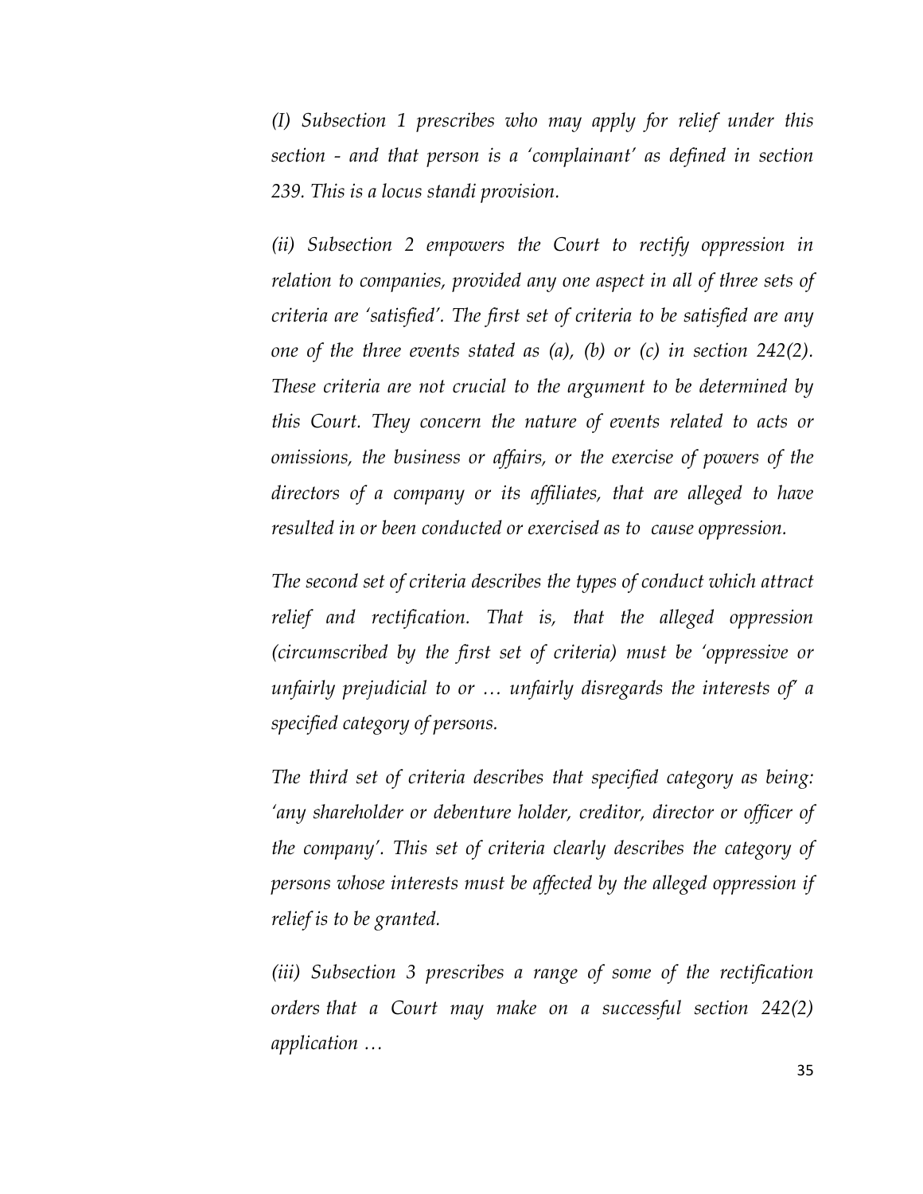*(I) Subsection 1 prescribes who may apply for relief under this section - and that person is a 'complainant' as defined in section 239. This is a locus standi provision.*

*(ii) Subsection 2 empowers the Court to rectify oppression in relation to companies, provided any one aspect in all of three sets of criteria are 'satisfied'. The first set of criteria to be satisfied are any one of the three events stated as (a), (b) or (c) in section 242(2). These criteria are not crucial to the argument to be determined by this Court. They concern the nature of events related to acts or omissions, the business or affairs, or the exercise of powers of the directors of a company or its affiliates, that are alleged to have resulted in or been conducted or exercised as to cause oppression.*

*The second set of criteria describes the types of conduct which attract relief and rectification. That is, that the alleged oppression (circumscribed by the first set of criteria) must be 'oppressive or unfairly prejudicial to or … unfairly disregards the interests of' a specified category of persons.*

*The third set of criteria describes that specified category as being: 'any shareholder or debenture holder, creditor, director or officer of the company'. This set of criteria clearly describes the category of persons whose interests must be affected by the alleged oppression if relief is to be granted.*

*(iii) Subsection 3 prescribes a range of some of the rectification orders that a Court may make on a successful section 242(2) application …*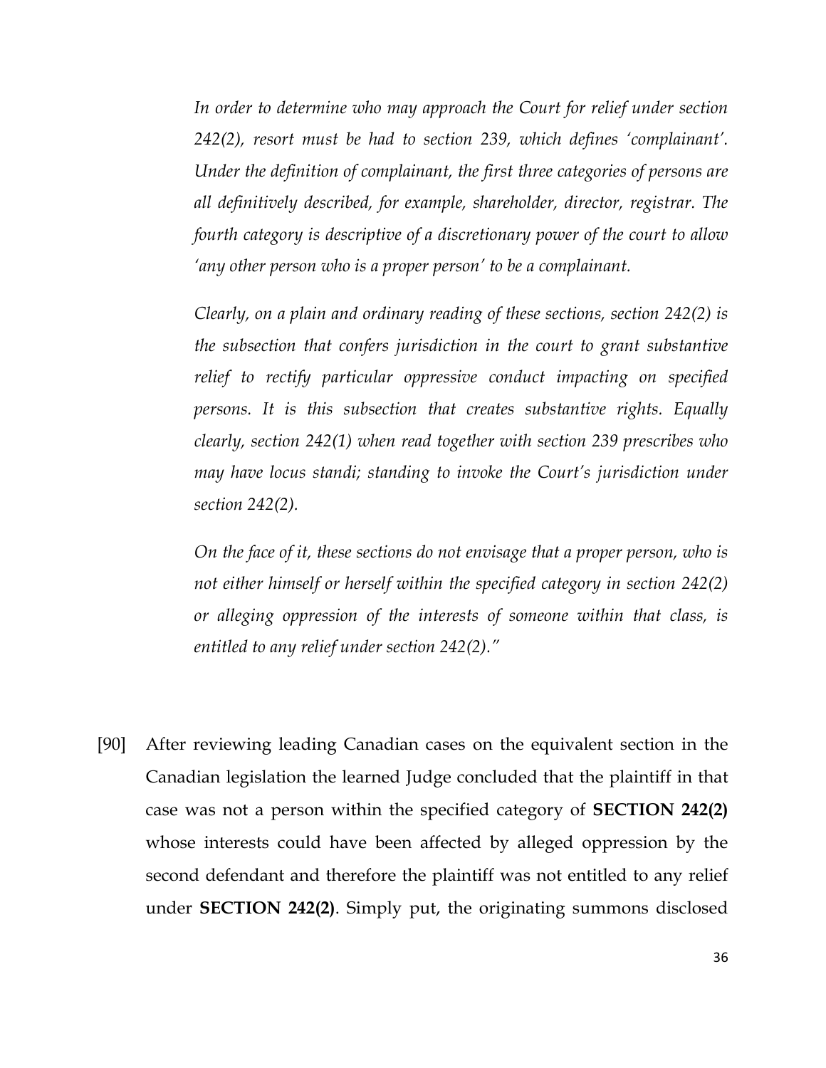*In order to determine who may approach the Court for relief under section 242(2), resort must be had to section 239, which defines 'complainant'. Under the definition of complainant, the first three categories of persons are all definitively described, for example, shareholder, director, registrar. The fourth category is descriptive of a discretionary power of the court to allow 'any other person who is a proper person' to be a complainant.*

*Clearly, on a plain and ordinary reading of these sections, section 242(2) is the subsection that confers jurisdiction in the court to grant substantive relief to rectify particular oppressive conduct impacting on specified persons. It is this subsection that creates substantive rights. Equally clearly, section 242(1) when read together with section 239 prescribes who may have locus standi; standing to invoke the Court's jurisdiction under section 242(2).*

*On the face of it, these sections do not envisage that a proper person, who is not either himself or herself within the specified category in section 242(2) or alleging oppression of the interests of someone within that class, is entitled to any relief under section 242(2)."*

[90] After reviewing leading Canadian cases on the equivalent section in the Canadian legislation the learned Judge concluded that the plaintiff in that case was not a person within the specified category of **SECTION 242(2)** whose interests could have been affected by alleged oppression by the second defendant and therefore the plaintiff was not entitled to any relief under **SECTION 242(2)**. Simply put, the originating summons disclosed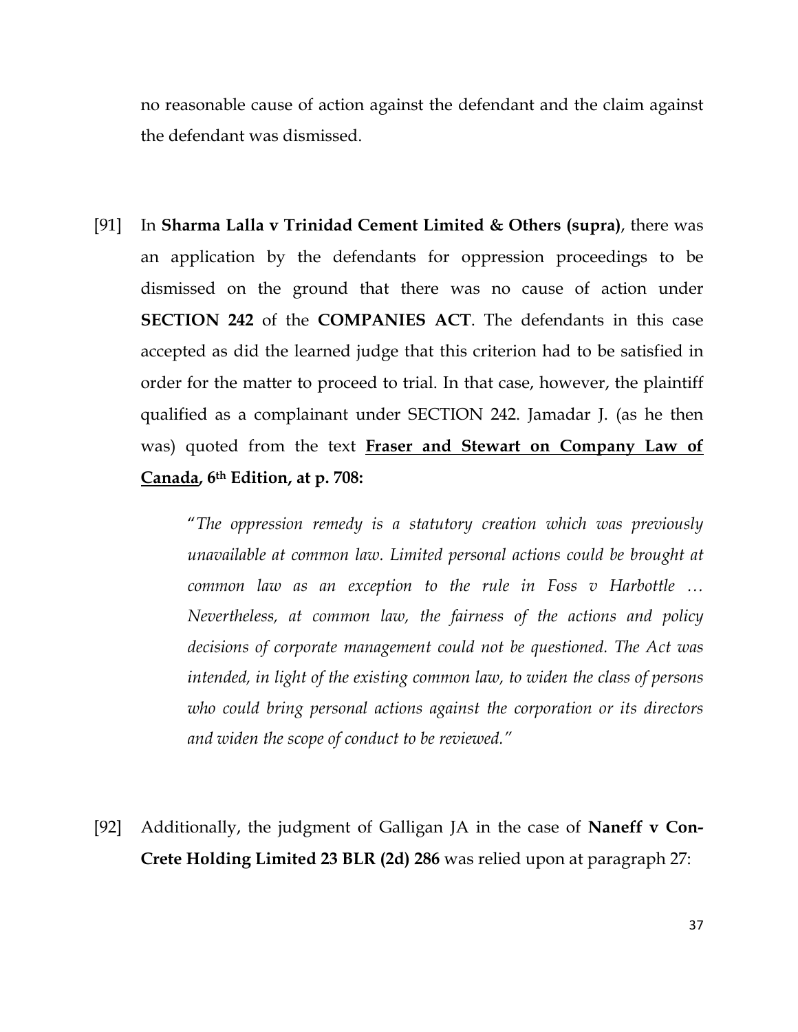no reasonable cause of action against the defendant and the claim against the defendant was dismissed.

[91] In **Sharma Lalla v Trinidad Cement Limited & Others (supra)**, there was an application by the defendants for oppression proceedings to be dismissed on the ground that there was no cause of action under **SECTION 242** of the **COMPANIES ACT**. The defendants in this case accepted as did the learned judge that this criterion had to be satisfied in order for the matter to proceed to trial. In that case, however, the plaintiff qualified as a complainant under SECTION 242. Jamadar J. (as he then was) quoted from the text **<u>Fraser and Stewart on Company Law of Canada</u>, 6th Edition, at p. 708:**

> "*The oppression remedy is a statutory creation which was previously unavailable at common law. Limited personal actions could be brought at common law as an exception to the rule in Foss v Harbottle … Nevertheless, at common law, the fairness of the actions and policy decisions of corporate management could not be questioned. The Act was intended, in light of the existing common law, to widen the class of persons who could bring personal actions against the corporation or its directors and widen the scope of conduct to be reviewed.*"

[92] Additionally, the judgment of Galligan JA in the case of **Naneff v Con-Crete Holding Limited 23 BLR (2d) 286** was relied upon at paragraph 27: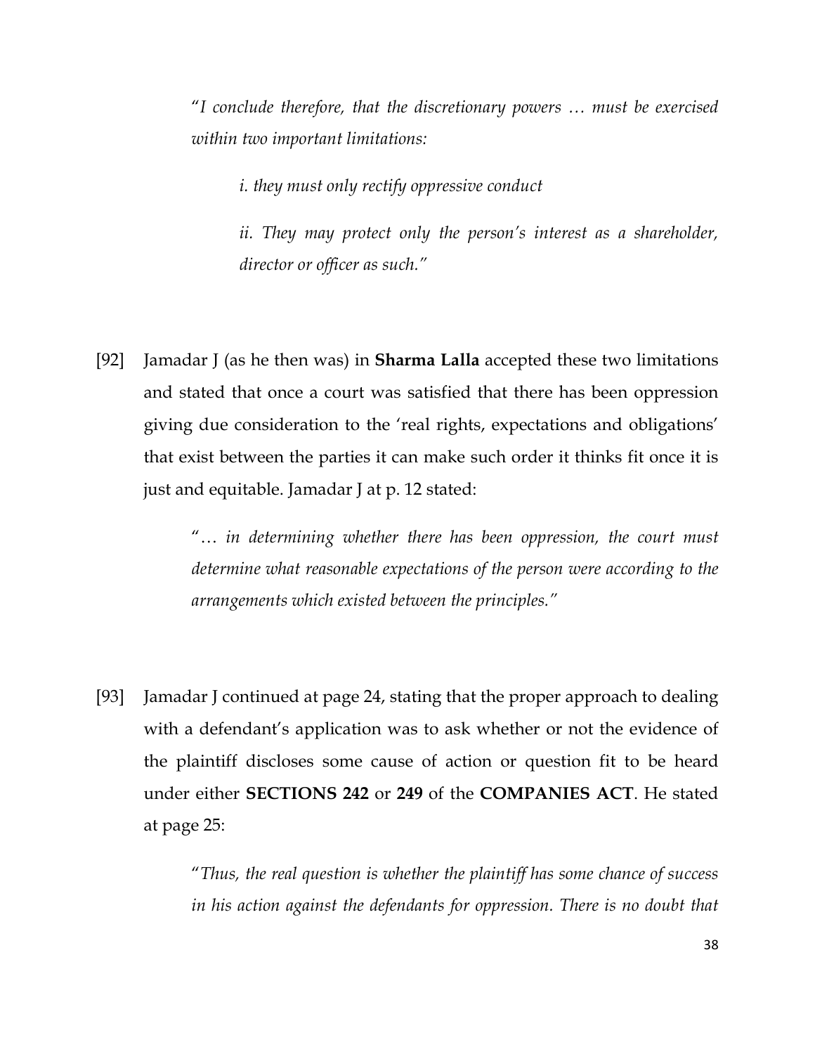> "*I conclude therefore, that the discretionary powers … must be exercised within two important limitations:*
>
> > *i. they must only rectify oppressive conduct*
> >
> > *ii. They may protect only the person's interest as a shareholder, director or officer as such.*"

[92] Jamadar J (as he then was) in **Sharma Lalla** accepted these two limitations and stated that once a court was satisfied that there has been oppression giving due consideration to the 'real rights, expectations and obligations' that exist between the parties it can make such order it thinks fit once it is just and equitable. Jamadar J at p. 12 stated:

> "*… in determining whether there has been oppression, the court must determine what reasonable expectations of the person were according to the arrangements which existed between the principles.*"

[93] Jamadar J continued at page 24, stating that the proper approach to dealing with a defendant's application was to ask whether or not the evidence of the plaintiff discloses some cause of action or question fit to be heard under either **SECTIONS 242** or **249** of the **COMPANIES ACT**. He stated at page 25:

> "*Thus, the real question is whether the plaintiff has some chance of success in his action against the defendants for oppression. There is no doubt that*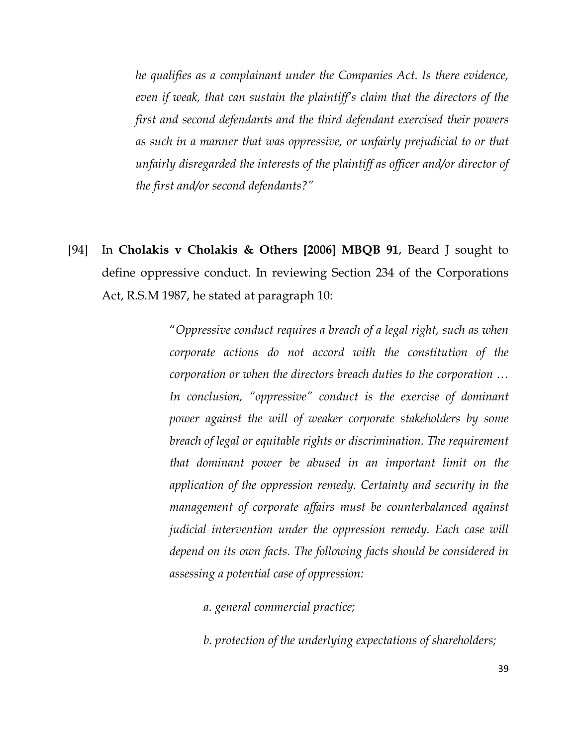*he qualifies as a complainant under the Companies Act. Is there evidence, even if weak, that can sustain the plaintiff's claim that the directors of the first and second defendants and the third defendant exercised their powers as such in a manner that was oppressive, or unfairly prejudicial to or that unfairly disregarded the interests of the plaintiff as officer and/or director of the first and/or second defendants?"*

[94] In **Cholakis v Cholakis & Others [2006] MBQB 91**, Beard J sought to define oppressive conduct. In reviewing Section 234 of the Corporations Act, R.S.M 1987, he stated at paragraph 10:

> "*Oppressive conduct requires a breach of a legal right, such as when corporate actions do not accord with the constitution of the corporation or when the directors breach duties to the corporation … In conclusion, "oppressive" conduct is the exercise of dominant power against the will of weaker corporate stakeholders by some breach of legal or equitable rights or discrimination. The requirement that dominant power be abused in an important limit on the application of the oppression remedy. Certainty and security in the management of corporate affairs must be counterbalanced against judicial intervention under the oppression remedy. Each case will depend on its own facts. The following facts should be considered in assessing a potential case of oppression:*
>
> *a. general commercial practice;*
>
> *b. protection of the underlying expectations of shareholders;*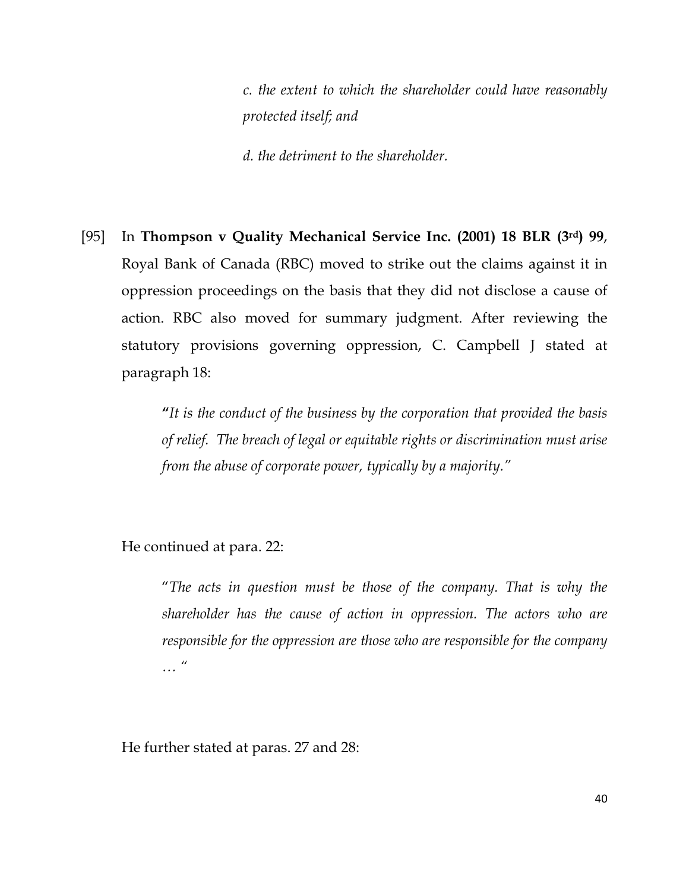> *c. the extent to which the shareholder could have reasonably protected itself; and*
>
> *d. the detriment to the shareholder.*

[95] In **Thompson v Quality Mechanical Service Inc. (2001) 18 BLR (3rd) 99**, Royal Bank of Canada (RBC) moved to strike out the claims against it in oppression proceedings on the basis that they did not disclose a cause of action. RBC also moved for summary judgment. After reviewing the statutory provisions governing oppression, C. Campbell J stated at paragraph 18:

> **"***It is the conduct of the business by the corporation that provided the basis of relief. The breach of legal or equitable rights or discrimination must arise from the abuse of corporate power, typically by a majority."*

He continued at para. 22:

> "*The acts in question must be those of the company. That is why the shareholder has the cause of action in oppression. The actors who are responsible for the oppression are those who are responsible for the company … "*

He further stated at paras. 27 and 28: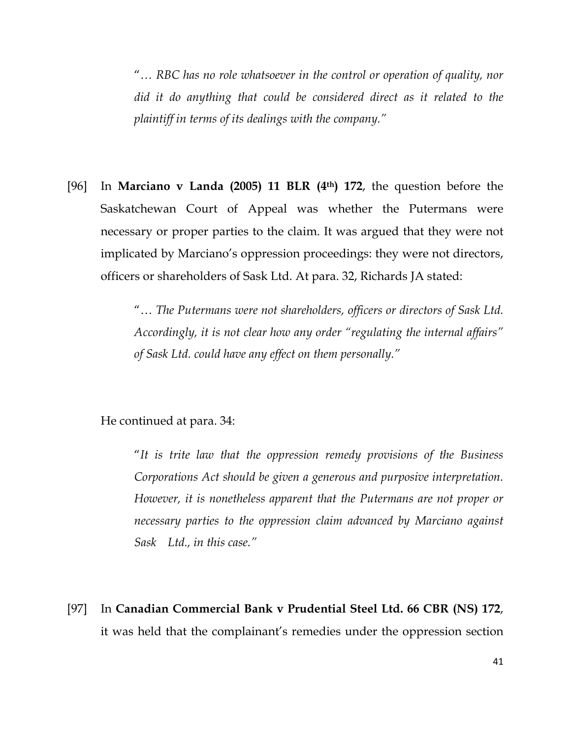> "… *RBC has no role whatsoever in the control or operation of quality, nor did it do anything that could be considered direct as it related to the plaintiff in terms of its dealings with the company.*"

[96] In **Marciano v Landa (2005) 11 BLR (4th) 172**, the question before the Saskatchewan Court of Appeal was whether the Putermans were necessary or proper parties to the claim. It was argued that they were not implicated by Marciano's oppression proceedings: they were not directors, officers or shareholders of Sask Ltd. At para. 32, Richards JA stated:

> "… *The Putermans were not shareholders, officers or directors of Sask Ltd. Accordingly, it is not clear how any order "regulating the internal affairs" of Sask Ltd. could have any effect on them personally.*"

He continued at para. 34:

> "*It is trite law that the oppression remedy provisions of the Business Corporations Act should be given a generous and purposive interpretation. However, it is nonetheless apparent that the Putermans are not proper or necessary parties to the oppression claim advanced by Marciano against Sask Ltd., in this case.*"

[97] In **Canadian Commercial Bank v Prudential Steel Ltd. 66 CBR (NS) 172**, it was held that the complainant's remedies under the oppression section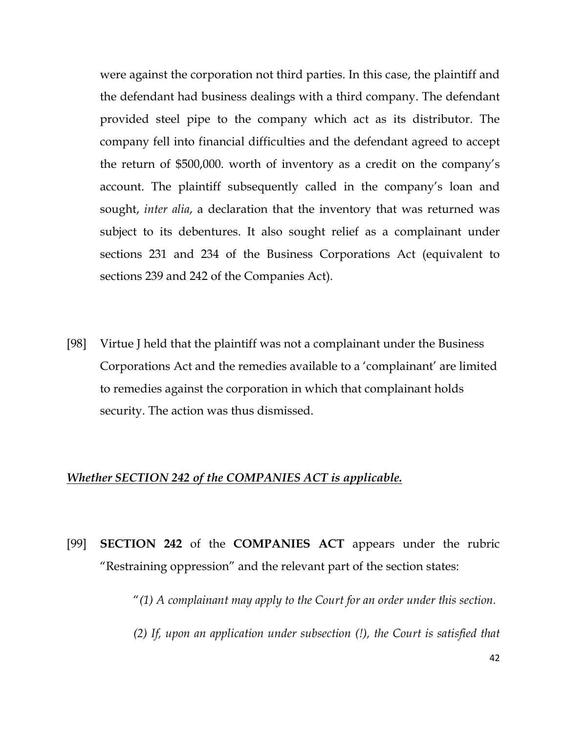were against the corporation not third parties. In this case, the plaintiff and the defendant had business dealings with a third company. The defendant provided steel pipe to the company which act as its distributor. The company fell into financial difficulties and the defendant agreed to accept the return of $500,000. worth of inventory as a credit on the company's account. The plaintiff subsequently called in the company's loan and sought, *inter alia*, a declaration that the inventory that was returned was subject to its debentures. It also sought relief as a complainant under sections 231 and 234 of the Business Corporations Act (equivalent to sections 239 and 242 of the Companies Act).

[98] Virtue J held that the plaintiff was not a complainant under the Business Corporations Act and the remedies available to a 'complainant' are limited to remedies against the corporation in which that complainant holds security. The action was thus dismissed.

***Whether SECTION 242 of the COMPANIES ACT is applicable.***

[99] **SECTION 242** of the **COMPANIES ACT** appears under the rubric "Restraining oppression" and the relevant part of the section states:

> "*(1) A complainant may apply to the Court for an order under this section.*
>
> *(2) If, upon an application under subsection (!), the Court is satisfied that*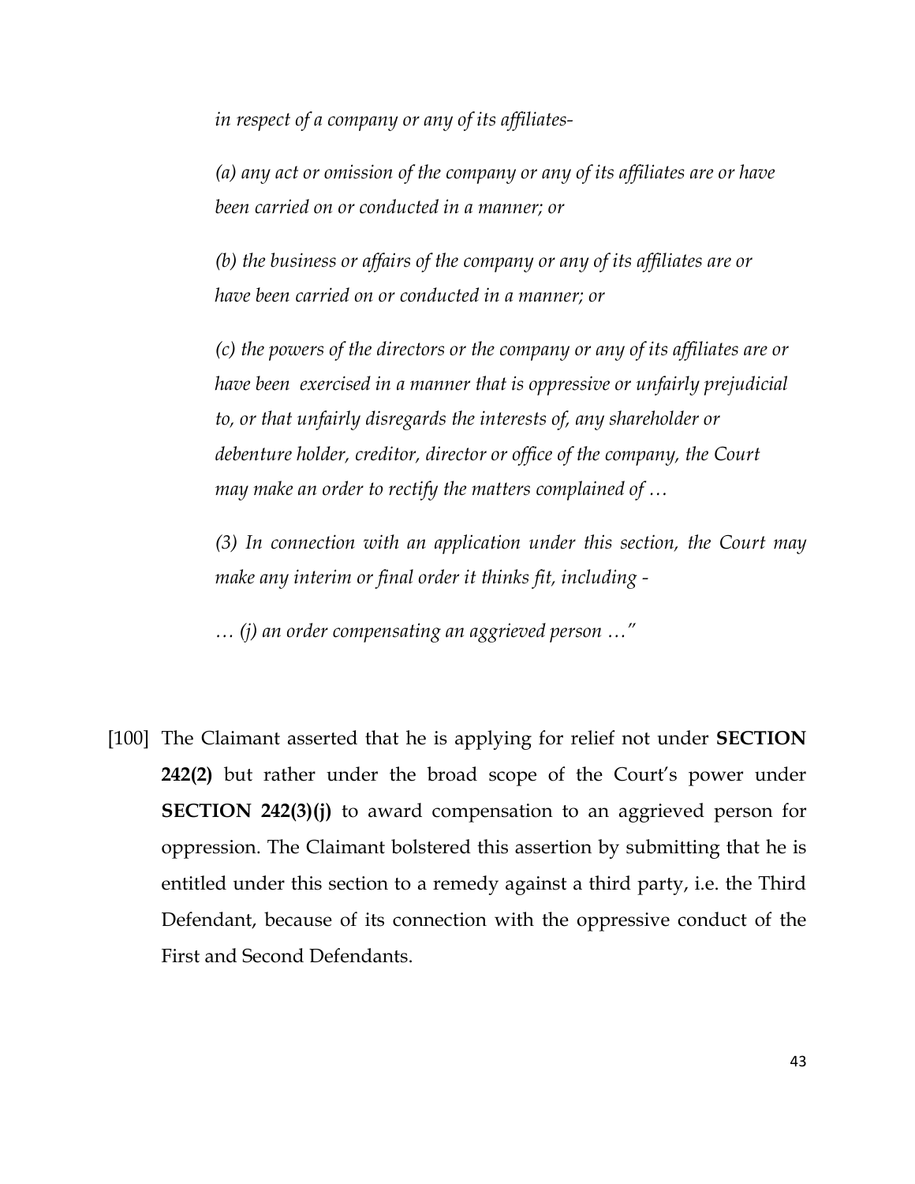*in respect of a company or any of its affiliates-*

*(a) any act or omission of the company or any of its affiliates are or have been carried on or conducted in a manner; or*

*(b) the business or affairs of the company or any of its affiliates are or have been carried on or conducted in a manner; or*

*(c) the powers of the directors or the company or any of its affiliates are or have been exercised in a manner that is oppressive or unfairly prejudicial to, or that unfairly disregards the interests of, any shareholder or debenture holder, creditor, director or office of the company, the Court may make an order to rectify the matters complained of …*

*(3) In connection with an application under this section, the Court may make any interim or final order it thinks fit, including -*

*… (j) an order compensating an aggrieved person …"*

[100] The Claimant asserted that he is applying for relief not under **SECTION 242(2)** but rather under the broad scope of the Court's power under **SECTION 242(3)(j)** to award compensation to an aggrieved person for oppression. The Claimant bolstered this assertion by submitting that he is entitled under this section to a remedy against a third party, i.e. the Third Defendant, because of its connection with the oppressive conduct of the First and Second Defendants.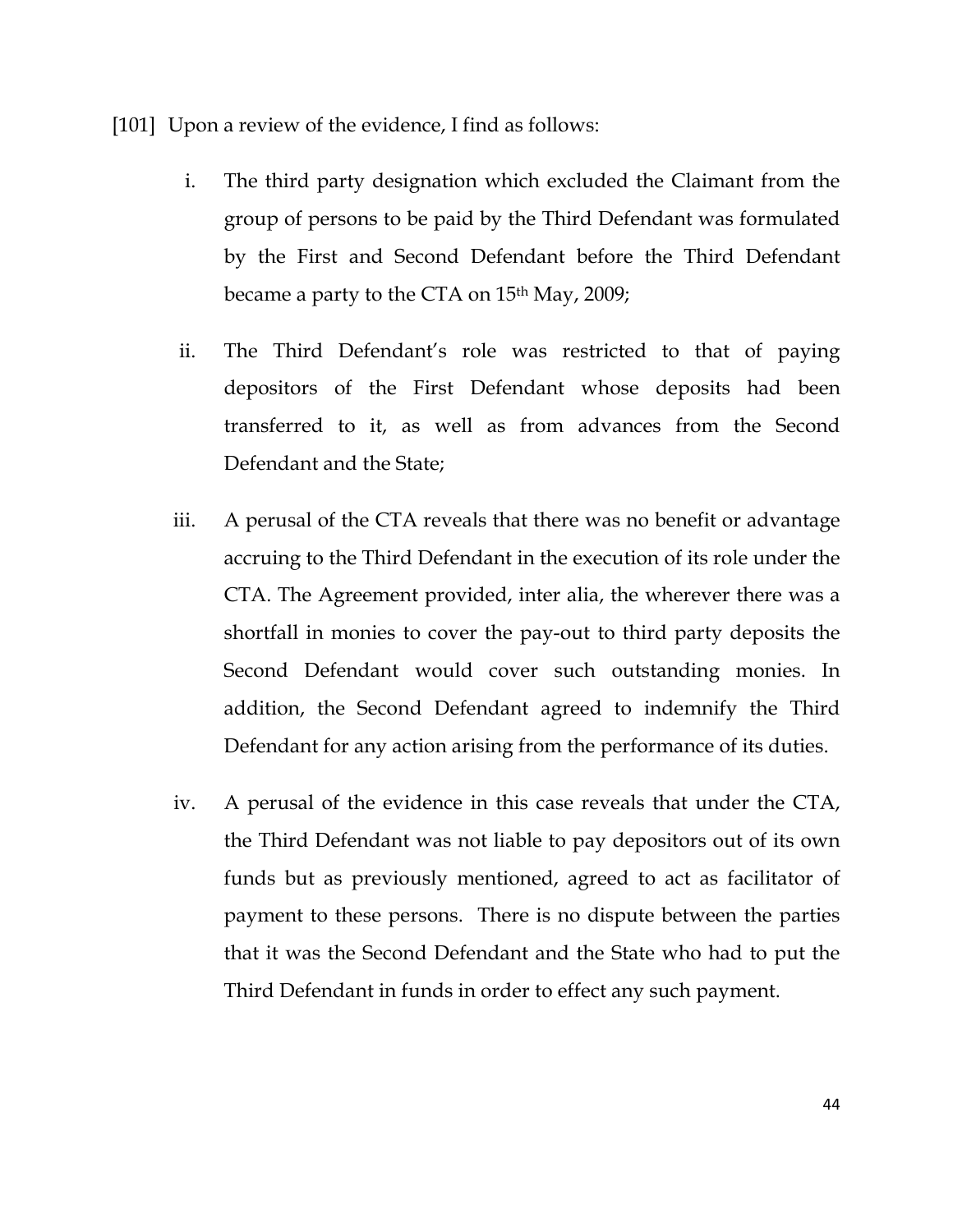[101] Upon a review of the evidence, I find as follows:

i. The third party designation which excluded the Claimant from the group of persons to be paid by the Third Defendant was formulated by the First and Second Defendant before the Third Defendant became a party to the CTA on 15th May, 2009;

ii. The Third Defendant's role was restricted to that of paying depositors of the First Defendant whose deposits had been transferred to it, as well as from advances from the Second Defendant and the State;

iii. A perusal of the CTA reveals that there was no benefit or advantage accruing to the Third Defendant in the execution of its role under the CTA. The Agreement provided, inter alia, the wherever there was a shortfall in monies to cover the pay-out to third party deposits the Second Defendant would cover such outstanding monies. In addition, the Second Defendant agreed to indemnify the Third Defendant for any action arising from the performance of its duties.

iv. A perusal of the evidence in this case reveals that under the CTA, the Third Defendant was not liable to pay depositors out of its own funds but as previously mentioned, agreed to act as facilitator of payment to these persons. There is no dispute between the parties that it was the Second Defendant and the State who had to put the Third Defendant in funds in order to effect any such payment.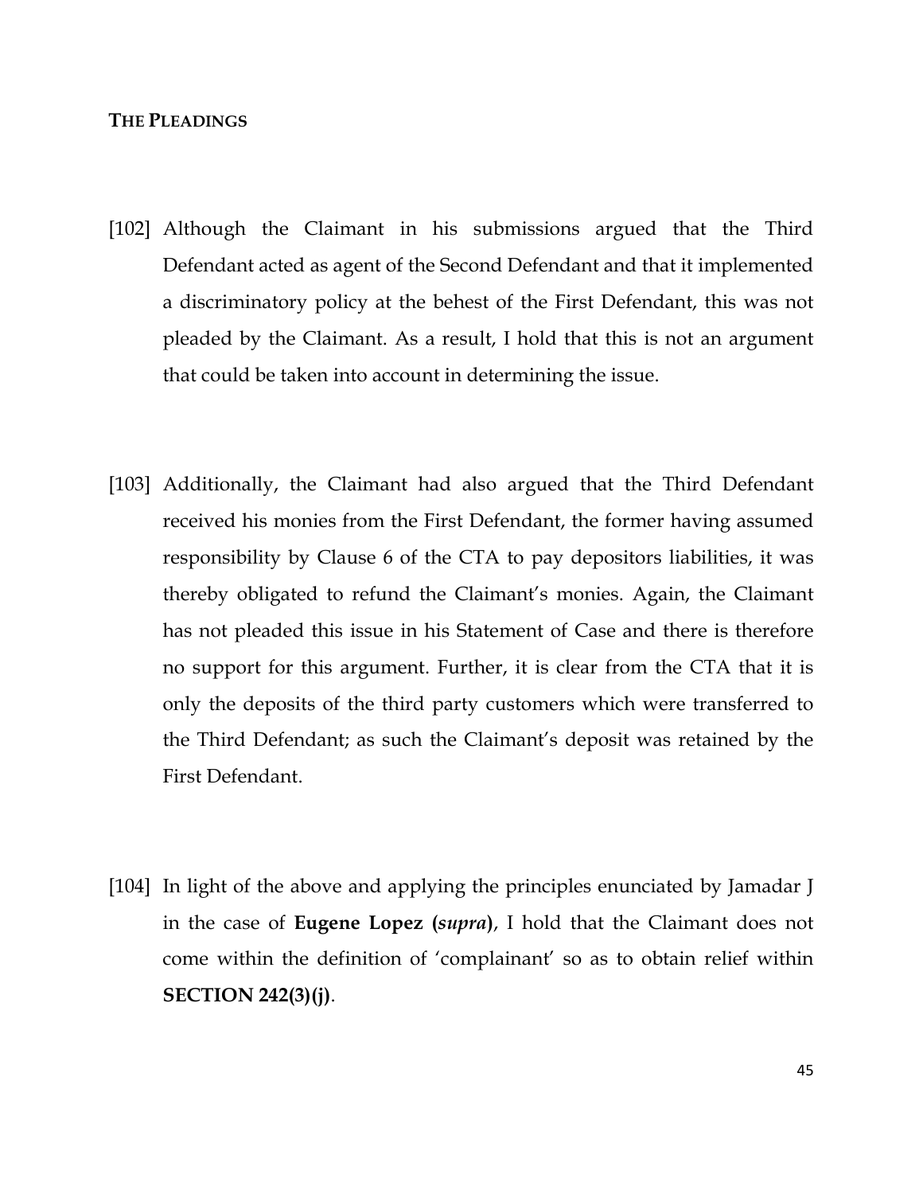**THE PLEADINGS**

[102] Although the Claimant in his submissions argued that the Third Defendant acted as agent of the Second Defendant and that it implemented a discriminatory policy at the behest of the First Defendant, this was not pleaded by the Claimant. As a result, I hold that this is not an argument that could be taken into account in determining the issue.

[103] Additionally, the Claimant had also argued that the Third Defendant received his monies from the First Defendant, the former having assumed responsibility by Clause 6 of the CTA to pay depositors liabilities, it was thereby obligated to refund the Claimant's monies. Again, the Claimant has not pleaded this issue in his Statement of Case and there is therefore no support for this argument. Further, it is clear from the CTA that it is only the deposits of the third party customers which were transferred to the Third Defendant; as such the Claimant's deposit was retained by the First Defendant.

[104] In light of the above and applying the principles enunciated by Jamadar J in the case of **Eugene Lopez (*supra*)**, I hold that the Claimant does not come within the definition of 'complainant' so as to obtain relief within **SECTION 242(3)(j)**.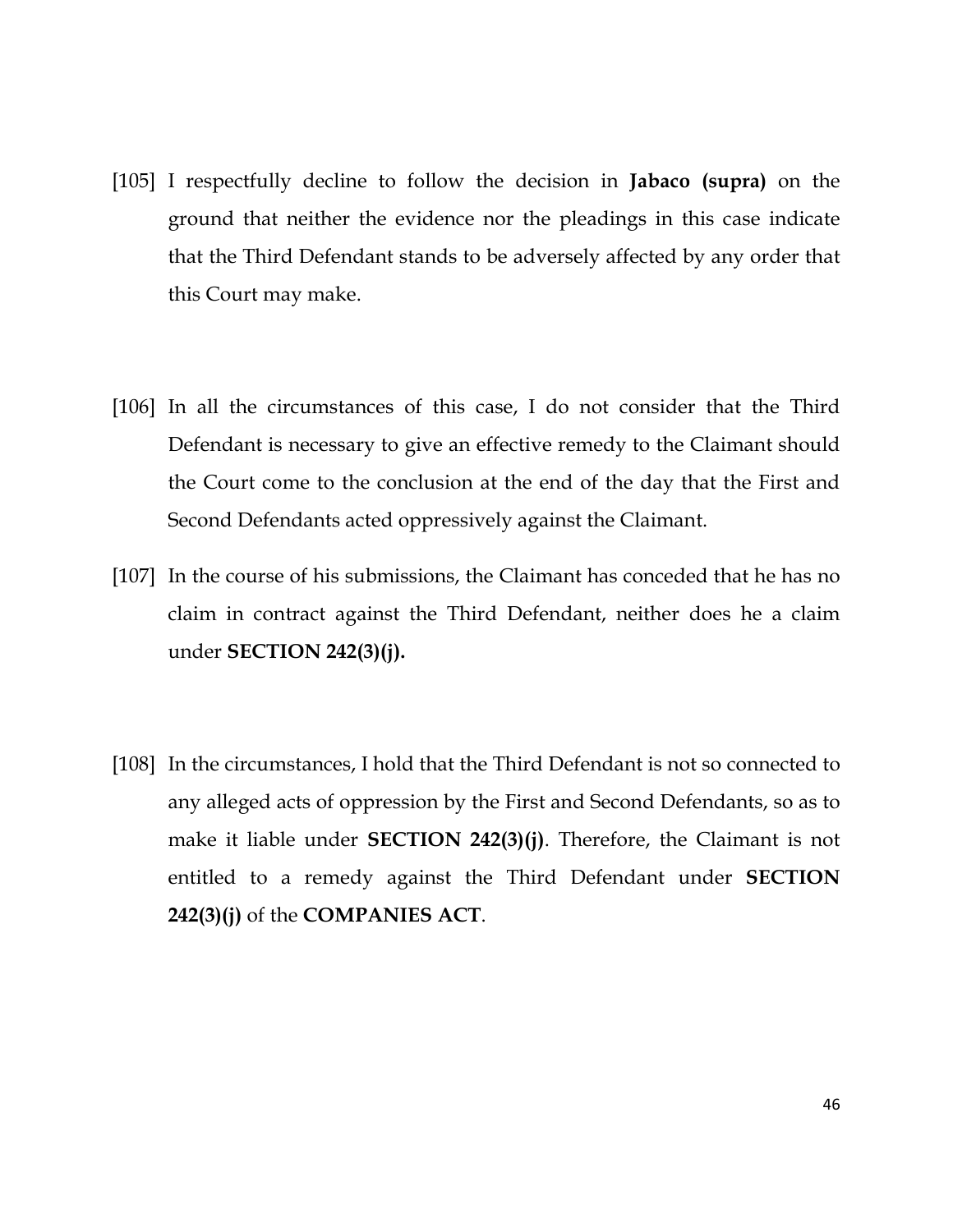[105] I respectfully decline to follow the decision in **Jabaco (supra)** on the ground that neither the evidence nor the pleadings in this case indicate that the Third Defendant stands to be adversely affected by any order that this Court may make.

[106] In all the circumstances of this case, I do not consider that the Third Defendant is necessary to give an effective remedy to the Claimant should the Court come to the conclusion at the end of the day that the First and Second Defendants acted oppressively against the Claimant.

[107] In the course of his submissions, the Claimant has conceded that he has no claim in contract against the Third Defendant, neither does he a claim under **SECTION 242(3)(j).**

[108] In the circumstances, I hold that the Third Defendant is not so connected to any alleged acts of oppression by the First and Second Defendants, so as to make it liable under **SECTION 242(3)(j)**. Therefore, the Claimant is not entitled to a remedy against the Third Defendant under **SECTION 242(3)(j)** of the **COMPANIES ACT**.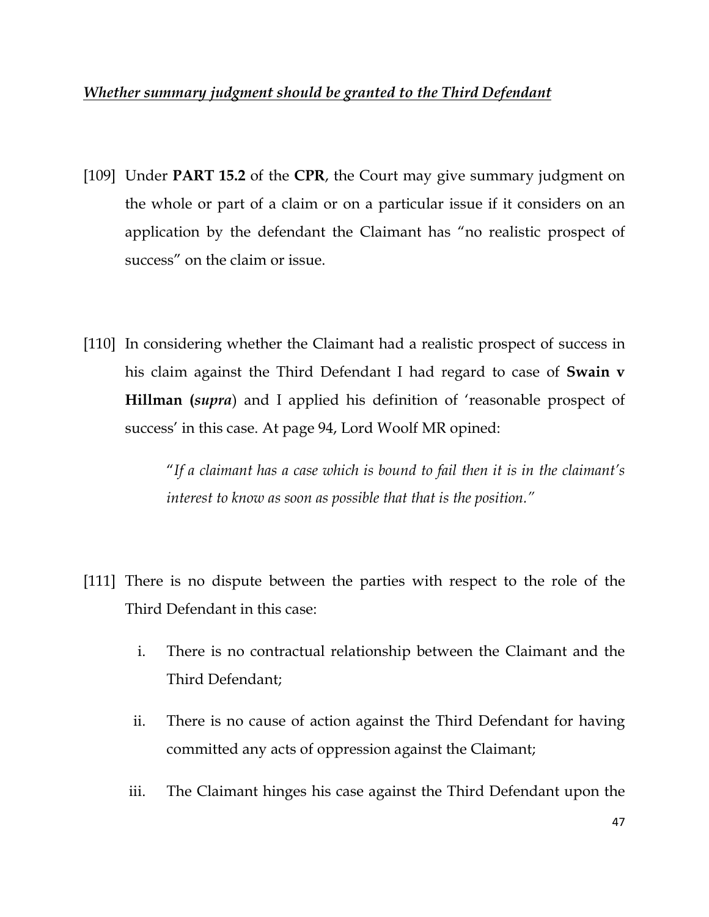***Whether summary judgment should be granted to the Third Defendant***

[109] Under **PART 15.2** of the **CPR**, the Court may give summary judgment on the whole or part of a claim or on a particular issue if it considers on an application by the defendant the Claimant has "no realistic prospect of success" on the claim or issue.

[110] In considering whether the Claimant had a realistic prospect of success in his claim against the Third Defendant I had regard to case of **Swain v Hillman (*supra*)** and I applied his definition of 'reasonable prospect of success' in this case. At page 94, Lord Woolf MR opined:

> "*If a claimant has a case which is bound to fail then it is in the claimant's interest to know as soon as possible that that is the position.*"

[111] There is no dispute between the parties with respect to the role of the Third Defendant in this case:

i. There is no contractual relationship between the Claimant and the Third Defendant;

ii. There is no cause of action against the Third Defendant for having committed any acts of oppression against the Claimant;

iii. The Claimant hinges his case against the Third Defendant upon the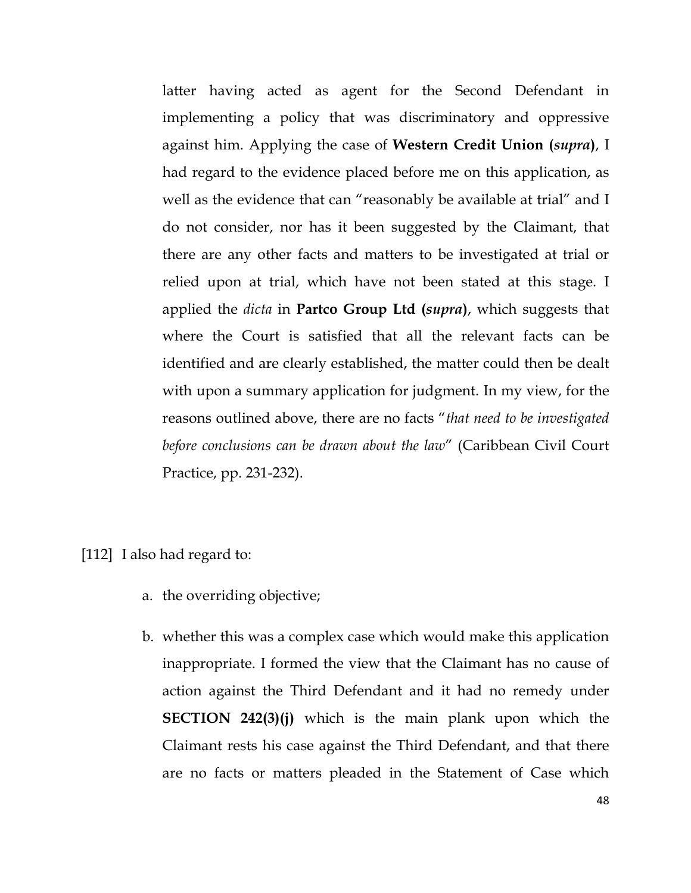latter having acted as agent for the Second Defendant in implementing a policy that was discriminatory and oppressive against him. Applying the case of **Western Credit Union (*supra*)**, I had regard to the evidence placed before me on this application, as well as the evidence that can "reasonably be available at trial" and I do not consider, nor has it been suggested by the Claimant, that there are any other facts and matters to be investigated at trial or relied upon at trial, which have not been stated at this stage. I applied the *dicta* in **Partco Group Ltd (*supra*)**, which suggests that where the Court is satisfied that all the relevant facts can be identified and are clearly established, the matter could then be dealt with upon a summary application for judgment. In my view, for the reasons outlined above, there are no facts "*that need to be investigated before conclusions can be drawn about the law*" (Caribbean Civil Court Practice, pp. 231-232).

[112] I also had regard to:

a. the overriding objective;

b. whether this was a complex case which would make this application inappropriate. I formed the view that the Claimant has no cause of action against the Third Defendant and it had no remedy under **SECTION 242(3)(j)** which is the main plank upon which the Claimant rests his case against the Third Defendant, and that there are no facts or matters pleaded in the Statement of Case which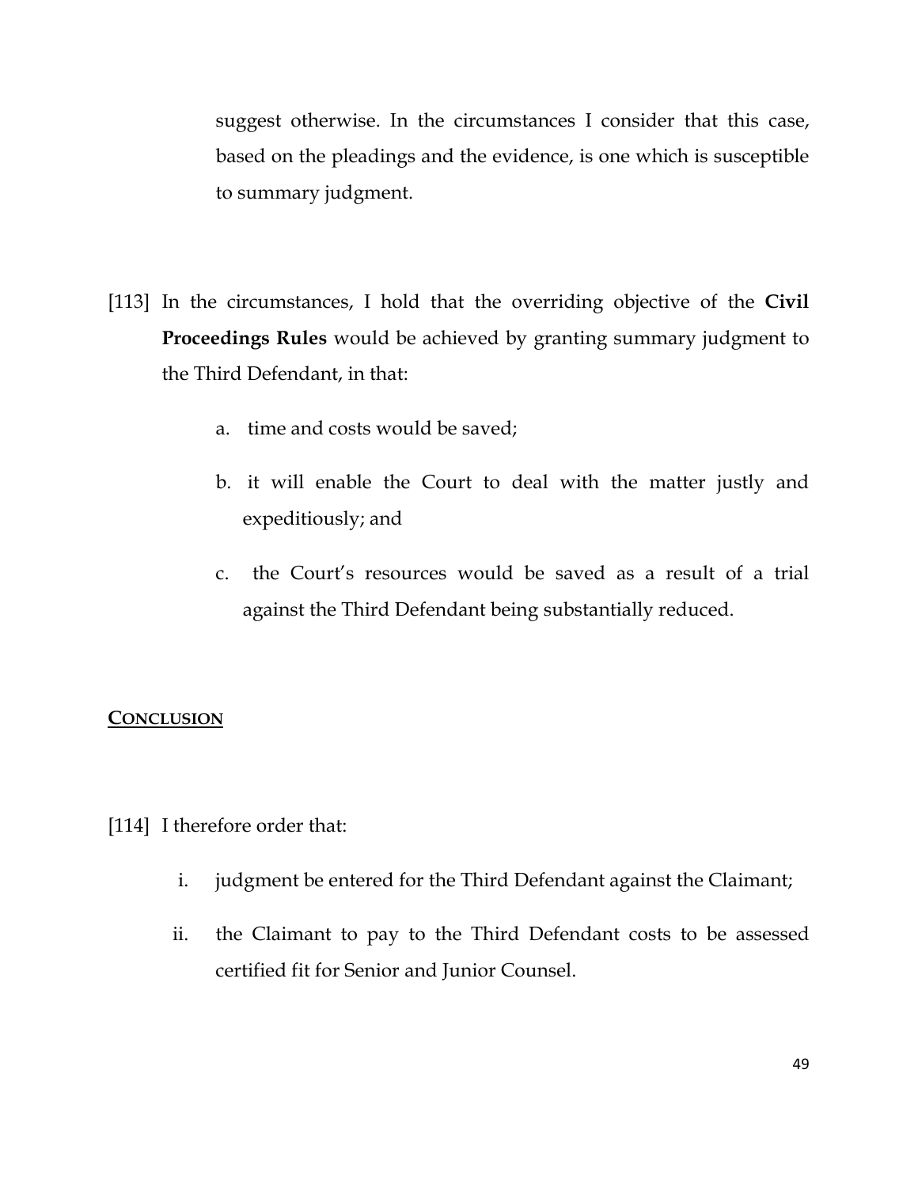suggest otherwise. In the circumstances I consider that this case, based on the pleadings and the evidence, is one which is susceptible to summary judgment.

[113] In the circumstances, I hold that the overriding objective of the **Civil Proceedings Rules** would be achieved by granting summary judgment to the Third Defendant, in that:

a. time and costs would be saved;

b. it will enable the Court to deal with the matter justly and expeditiously; and

c. the Court's resources would be saved as a result of a trial against the Third Defendant being substantially reduced.

## CONCLUSION

[114] I therefore order that:

i. judgment be entered for the Third Defendant against the Claimant;

ii. the Claimant to pay to the Third Defendant costs to be assessed certified fit for Senior and Junior Counsel.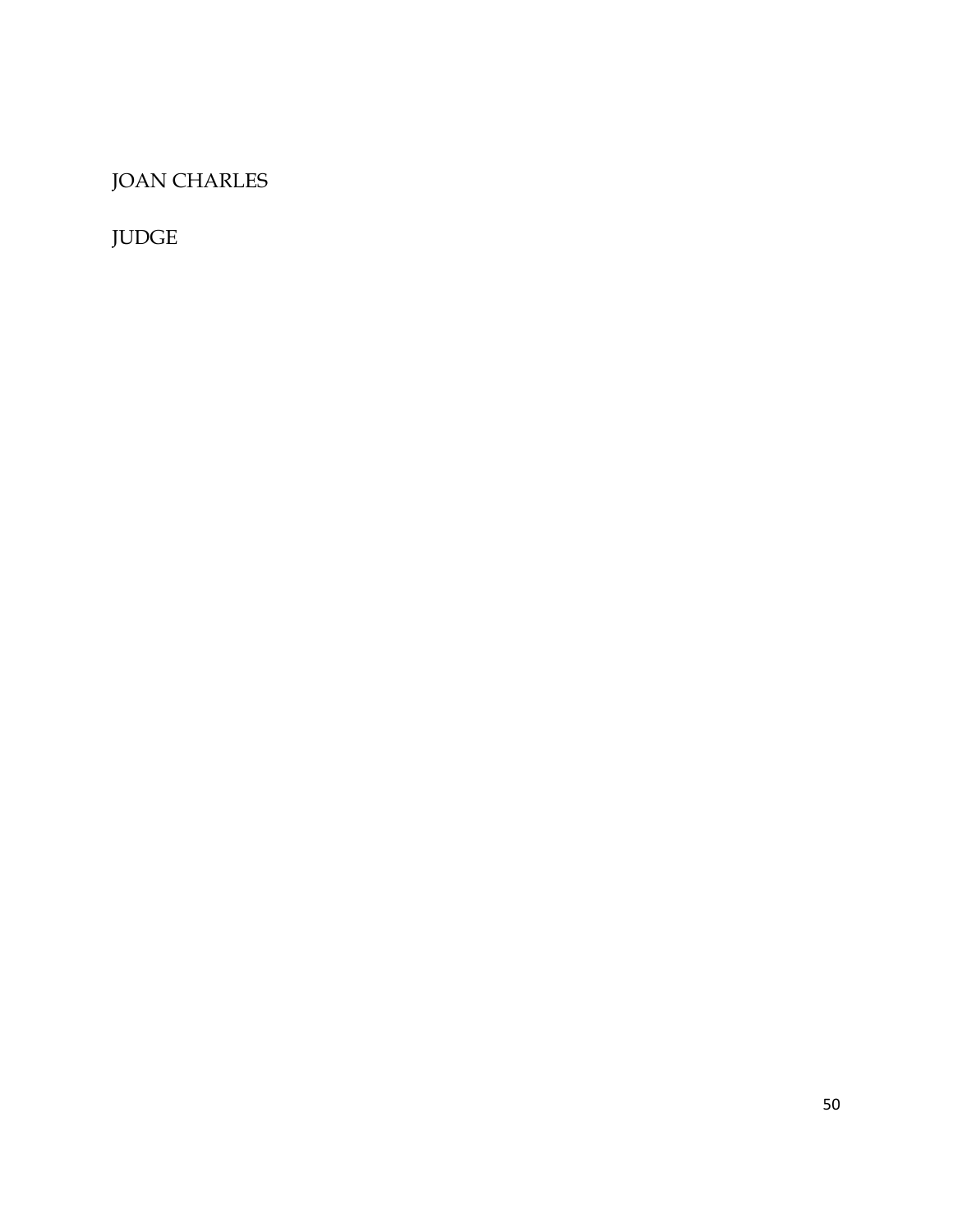JOAN CHARLES

JUDGE